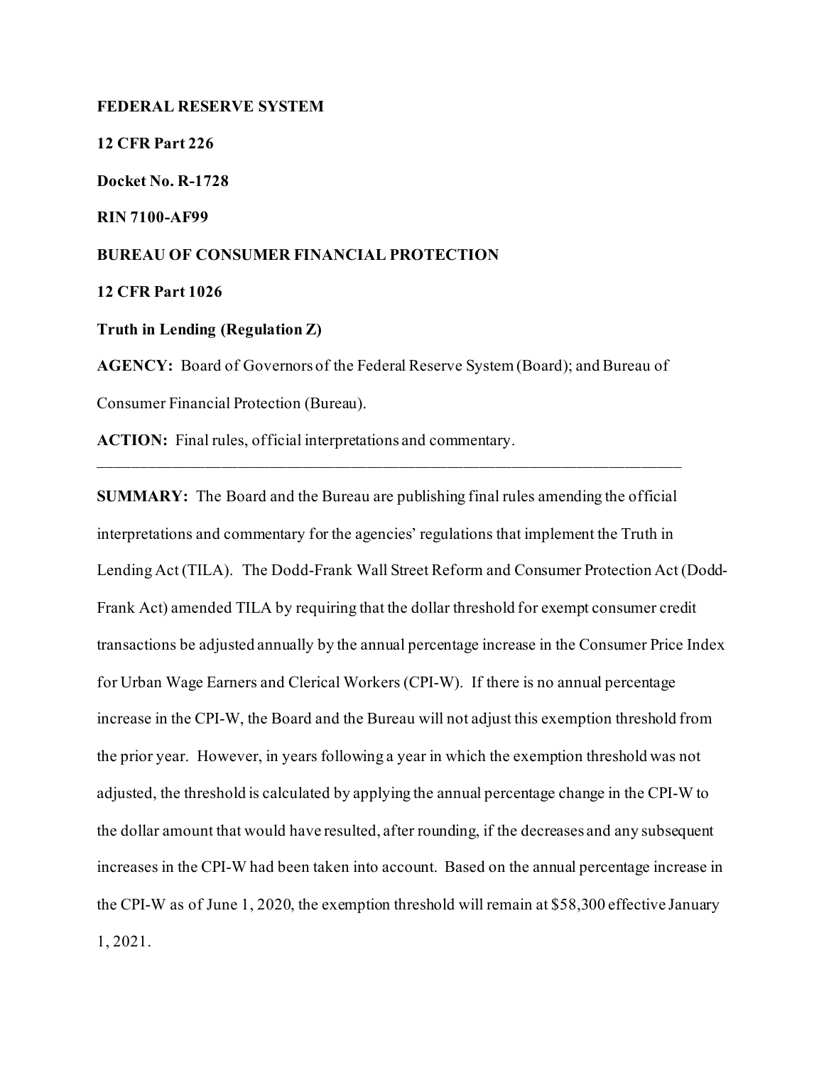**FEDERAL RESERVE SYSTEM**

**12 CFR Part 226**

**Docket No. R-1728**

**RIN 7100-AF99**

**BUREAU OF CONSUMER FINANCIAL PROTECTION**

**12 CFR Part 1026**

**Truth in Lending (Regulation Z)**

**AGENCY:** Board of Governors of the Federal Reserve System (Board); and Bureau of Consumer Financial Protection (Bureau).

**ACTION:** Final rules, official interpretations and commentary.

---

**SUMMARY:** The Board and the Bureau are publishing final rules amending the official interpretations and commentary for the agencies' regulations that implement the Truth in Lending Act (TILA). The Dodd-Frank Wall Street Reform and Consumer Protection Act (Dodd-Frank Act) amended TILA by requiring that the dollar threshold for exempt consumer credit transactions be adjusted annually by the annual percentage increase in the Consumer Price Index for Urban Wage Earners and Clerical Workers (CPI-W). If there is no annual percentage increase in the CPI-W, the Board and the Bureau will not adjust this exemption threshold from the prior year. However, in years following a year in which the exemption threshold was not adjusted, the threshold is calculated by applying the annual percentage change in the CPI-W to the dollar amount that would have resulted, after rounding, if the decreases and any subsequent increases in the CPI-W had been taken into account. Based on the annual percentage increase in the CPI-W as of June 1, 2020, the exemption threshold will remain at $58,300 effective January 1, 2021.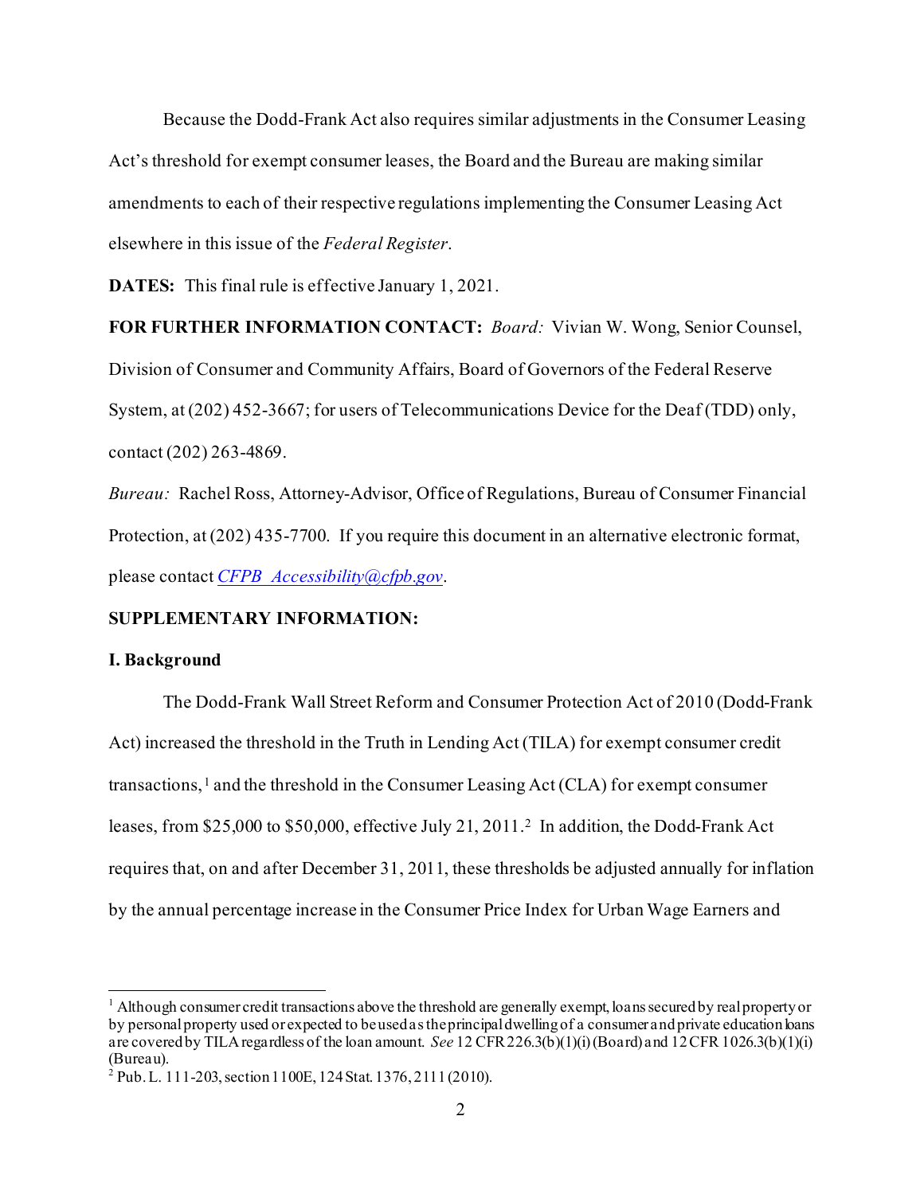Because the Dodd-Frank Act also requires similar adjustments in the Consumer Leasing Act's threshold for exempt consumer leases, the Board and the Bureau are making similar amendments to each of their respective regulations implementing the Consumer Leasing Act elsewhere in this issue of the *Federal Register*.

**DATES:** This final rule is effective January 1, 2021.

**FOR FURTHER INFORMATION CONTACT:** *Board:* Vivian W. Wong, Senior Counsel, Division of Consumer and Community Affairs, Board of Governors of the Federal Reserve System, at (202) 452-3667; for users of Telecommunications Device for the Deaf (TDD) only, contact (202) 263-4869.

*Bureau:* Rachel Ross, Attorney-Advisor, Office of Regulations, Bureau of Consumer Financial Protection, at (202) 435-7700. If you require this document in an alternative electronic format, please contact *CFPB_Accessibility@cfpb.gov*.

**SUPPLEMENTARY INFORMATION:**

**I. Background**

The Dodd-Frank Wall Street Reform and Consumer Protection Act of 2010 (Dodd-Frank Act) increased the threshold in the Truth in Lending Act (TILA) for exempt consumer credit transactions,[1] and the threshold in the Consumer Leasing Act (CLA) for exempt consumer leases, from $25,000 to $50,000, effective July 21, 2011.[2] In addition, the Dodd-Frank Act requires that, on and after December 31, 2011, these thresholds be adjusted annually for inflation by the annual percentage increase in the Consumer Price Index for Urban Wage Earners and

---

[1] Although consumer credit transactions above the threshold are generally exempt, loans secured by real property or by personal property used or expected to be used as the principal dwelling of a consumer and private education loans are covered by TILA regardless of the loan amount. *See* 12 CFR 226.3(b)(1)(i) (Board) and 12 CFR 1026.3(b)(1)(i) (Bureau).

[2] Pub. L. 111-203, section 1100E, 124 Stat. 1376, 2111 (2010).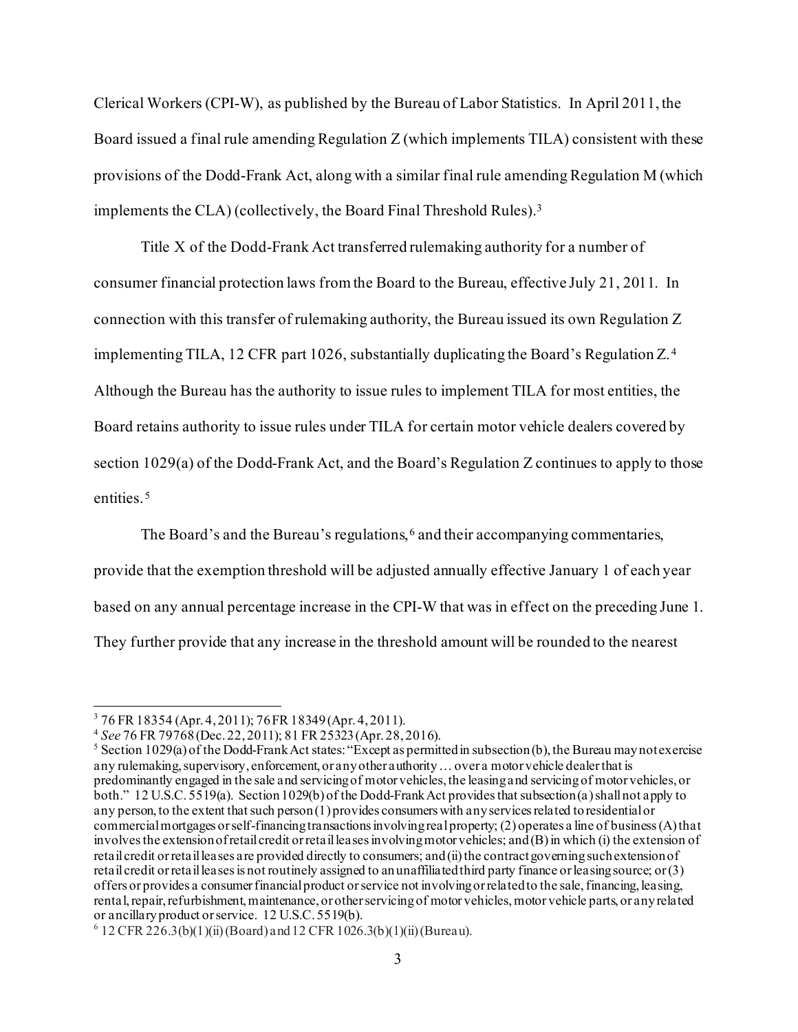Clerical Workers (CPI-W), as published by the Bureau of Labor Statistics. In April 2011, the Board issued a final rule amending Regulation Z (which implements TILA) consistent with these provisions of the Dodd-Frank Act, along with a similar final rule amending Regulation M (which implements the CLA) (collectively, the Board Final Threshold Rules).[3]

Title X of the Dodd-Frank Act transferred rulemaking authority for a number of consumer financial protection laws from the Board to the Bureau, effective July 21, 2011. In connection with this transfer of rulemaking authority, the Bureau issued its own Regulation Z implementing TILA, 12 CFR part 1026, substantially duplicating the Board's Regulation Z.[4] Although the Bureau has the authority to issue rules to implement TILA for most entities, the Board retains authority to issue rules under TILA for certain motor vehicle dealers covered by section 1029(a) of the Dodd-Frank Act, and the Board's Regulation Z continues to apply to those entities.[5]

The Board's and the Bureau's regulations,[6] and their accompanying commentaries, provide that the exemption threshold will be adjusted annually effective January 1 of each year based on any annual percentage increase in the CPI-W that was in effect on the preceding June 1. They further provide that any increase in the threshold amount will be rounded to the nearest

---

[3] 76 FR 18354 (Apr. 4, 2011); 76 FR 18349 (Apr. 4, 2011).

[4] *See* 76 FR 79768 (Dec. 22, 2011); 81 FR 25323 (Apr. 28, 2016).

[5] Section 1029(a) of the Dodd-Frank Act states: "Except as permitted in subsection (b), the Bureau may not exercise any rulemaking, supervisory, enforcement, or any other authority … over a motor vehicle dealer that is predominantly engaged in the sale and servicing of motor vehicles, the leasing and servicing of motor vehicles, or both." 12 U.S.C. 5519(a). Section 1029(b) of the Dodd-Frank Act provides that subsection (a) shall not apply to any person, to the extent that such person (1) provides consumers with any services related to residential or commercial mortgages or self-financing transactions involving real property; (2) operates a line of business (A) that involves the extension of retail credit or retail leases involving motor vehicles; and (B) in which (i) the extension of retail credit or retail leases are provided directly to consumers; and (ii) the contract governing such extension of retail credit or retail leases is not routinely assigned to an unaffiliated third party finance or leasing source; or (3) offers or provides a consumer financial product or service not involving or related to the sale, financing, leasing, rental, repair, refurbishment, maintenance, or other servicing of motor vehicles, motor vehicle parts, or any related or ancillary product or service. 12 U.S.C. 5519(b).

[6] 12 CFR 226.3(b)(1)(ii) (Board) and 12 CFR 1026.3(b)(1)(ii) (Bureau).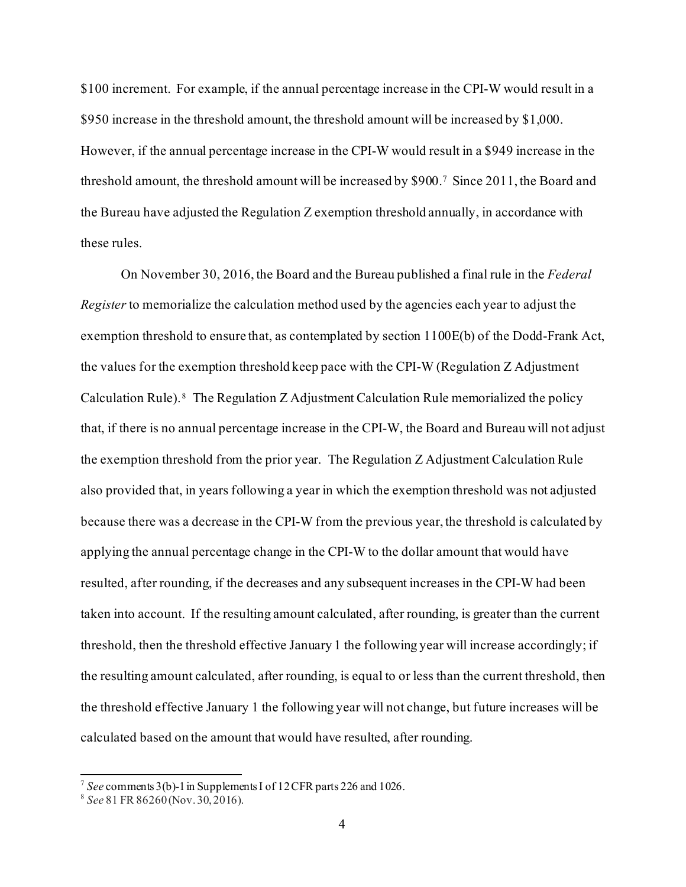$100 increment. For example, if the annual percentage increase in the CPI-W would result in a $950 increase in the threshold amount, the threshold amount will be increased by $1,000. However, if the annual percentage increase in the CPI-W would result in a $949 increase in the threshold amount, the threshold amount will be increased by $900.[7] Since 2011, the Board and the Bureau have adjusted the Regulation Z exemption threshold annually, in accordance with these rules.

On November 30, 2016, the Board and the Bureau published a final rule in the *Federal Register* to memorialize the calculation method used by the agencies each year to adjust the exemption threshold to ensure that, as contemplated by section 1100E(b) of the Dodd-Frank Act, the values for the exemption threshold keep pace with the CPI-W (Regulation Z Adjustment Calculation Rule).[8] The Regulation Z Adjustment Calculation Rule memorialized the policy that, if there is no annual percentage increase in the CPI-W, the Board and Bureau will not adjust the exemption threshold from the prior year. The Regulation Z Adjustment Calculation Rule also provided that, in years following a year in which the exemption threshold was not adjusted because there was a decrease in the CPI-W from the previous year, the threshold is calculated by applying the annual percentage change in the CPI-W to the dollar amount that would have resulted, after rounding, if the decreases and any subsequent increases in the CPI-W had been taken into account. If the resulting amount calculated, after rounding, is greater than the current threshold, then the threshold effective January 1 the following year will increase accordingly; if the resulting amount calculated, after rounding, is equal to or less than the current threshold, then the threshold effective January 1 the following year will not change, but future increases will be calculated based on the amount that would have resulted, after rounding.

---

[7] *See* comments 3(b)-1 in Supplements I of 12 CFR parts 226 and 1026.

[8] *See* 81 FR 86260 (Nov. 30, 2016).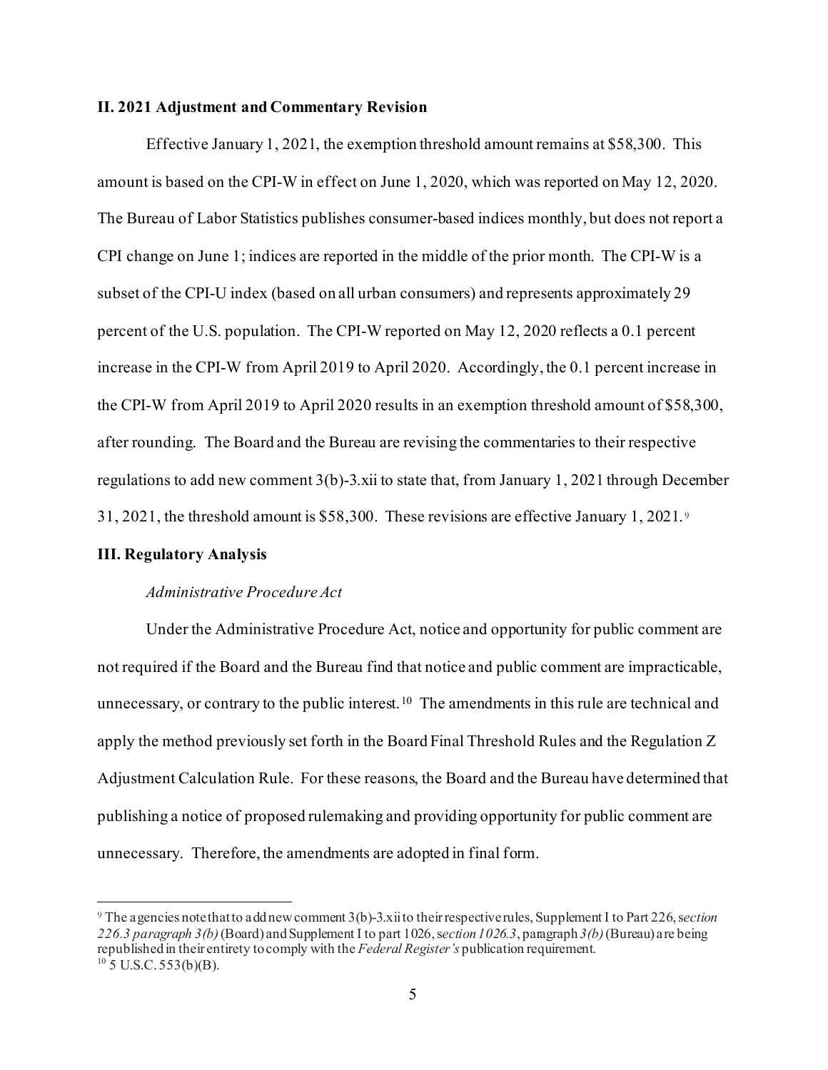**II. 2021 Adjustment and Commentary Revision**

Effective January 1, 2021, the exemption threshold amount remains at $58,300. This amount is based on the CPI-W in effect on June 1, 2020, which was reported on May 12, 2020. The Bureau of Labor Statistics publishes consumer-based indices monthly, but does not report a CPI change on June 1; indices are reported in the middle of the prior month. The CPI-W is a subset of the CPI-U index (based on all urban consumers) and represents approximately 29 percent of the U.S. population. The CPI-W reported on May 12, 2020 reflects a 0.1 percent increase in the CPI-W from April 2019 to April 2020. Accordingly, the 0.1 percent increase in the CPI-W from April 2019 to April 2020 results in an exemption threshold amount of $58,300, after rounding. The Board and the Bureau are revising the commentaries to their respective regulations to add new comment 3(b)-3.xii to state that, from January 1, 2021 through December 31, 2021, the threshold amount is $58,300. These revisions are effective January 1, 2021.[9]

**III. Regulatory Analysis**

*Administrative Procedure Act*

Under the Administrative Procedure Act, notice and opportunity for public comment are not required if the Board and the Bureau find that notice and public comment are impracticable, unnecessary, or contrary to the public interest.[10] The amendments in this rule are technical and apply the method previously set forth in the Board Final Threshold Rules and the Regulation Z Adjustment Calculation Rule. For these reasons, the Board and the Bureau have determined that publishing a notice of proposed rulemaking and providing opportunity for public comment are unnecessary. Therefore, the amendments are adopted in final form.

---

[9] The agencies note that to add new comment 3(b)-3.xii to their respective rules, Supplement I to Part 226, s*ection 226.3 paragraph 3(b)* (Board) and Supplement I to part 1026, s*ection 1026.3*, paragraph *3(b)* (Bureau) are being republished in their entirety to comply with the *Federal Register's* publication requirement.

[10] 5 U.S.C. 553(b)(B).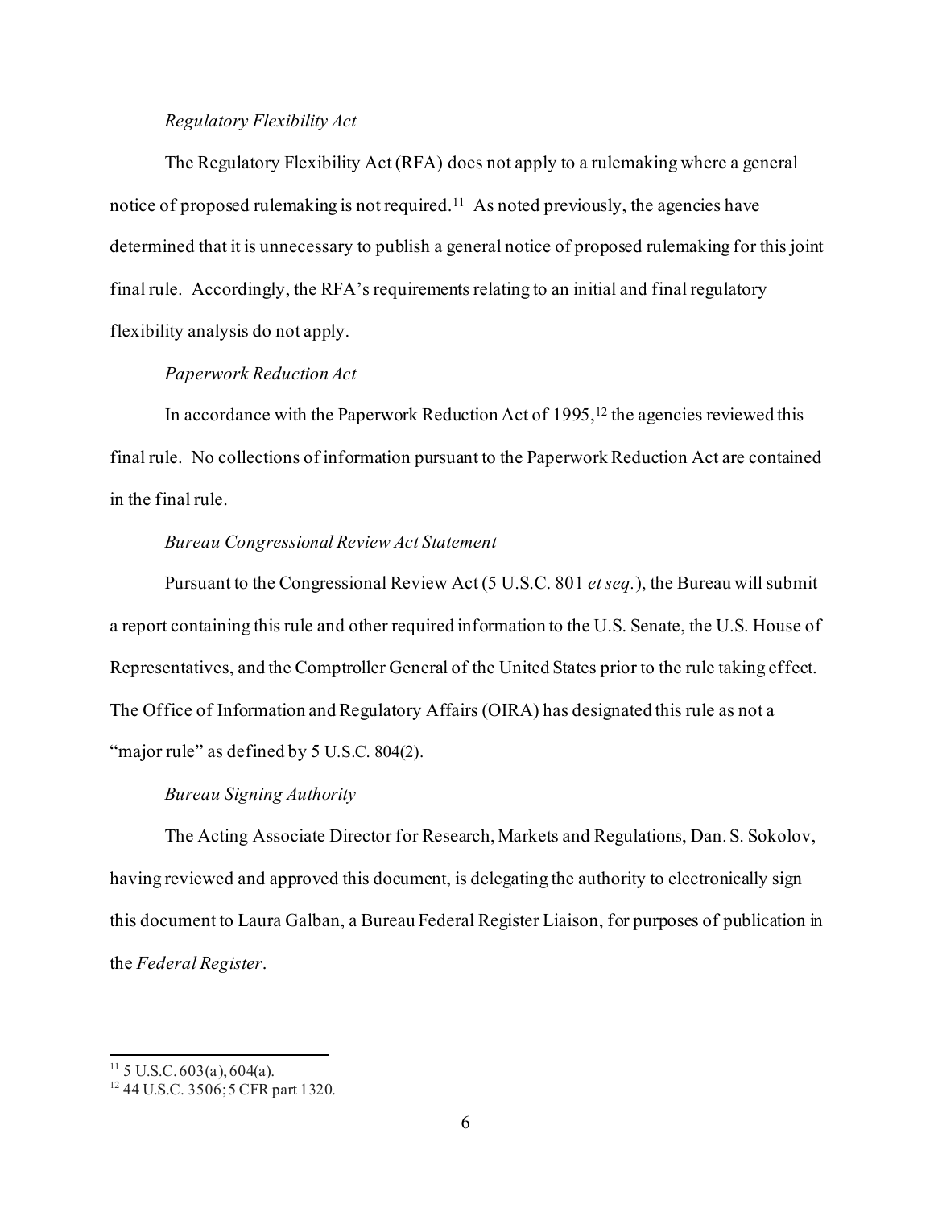*Regulatory Flexibility Act*

The Regulatory Flexibility Act (RFA) does not apply to a rulemaking where a general notice of proposed rulemaking is not required.[11] As noted previously, the agencies have determined that it is unnecessary to publish a general notice of proposed rulemaking for this joint final rule. Accordingly, the RFA's requirements relating to an initial and final regulatory flexibility analysis do not apply.

*Paperwork Reduction Act*

In accordance with the Paperwork Reduction Act of 1995,[12] the agencies reviewed this final rule. No collections of information pursuant to the Paperwork Reduction Act are contained in the final rule.

*Bureau Congressional Review Act Statement*

Pursuant to the Congressional Review Act (5 U.S.C. 801 *et seq.*), the Bureau will submit a report containing this rule and other required information to the U.S. Senate, the U.S. House of Representatives, and the Comptroller General of the United States prior to the rule taking effect. The Office of Information and Regulatory Affairs (OIRA) has designated this rule as not a "major rule" as defined by 5 U.S.C. 804(2).

*Bureau Signing Authority*

The Acting Associate Director for Research, Markets and Regulations, Dan. S. Sokolov, having reviewed and approved this document, is delegating the authority to electronically sign this document to Laura Galban, a Bureau Federal Register Liaison, for purposes of publication in the *Federal Register*.

---

[11] 5 U.S.C. 603(a), 604(a).

[12] 44 U.S.C. 3506; 5 CFR part 1320.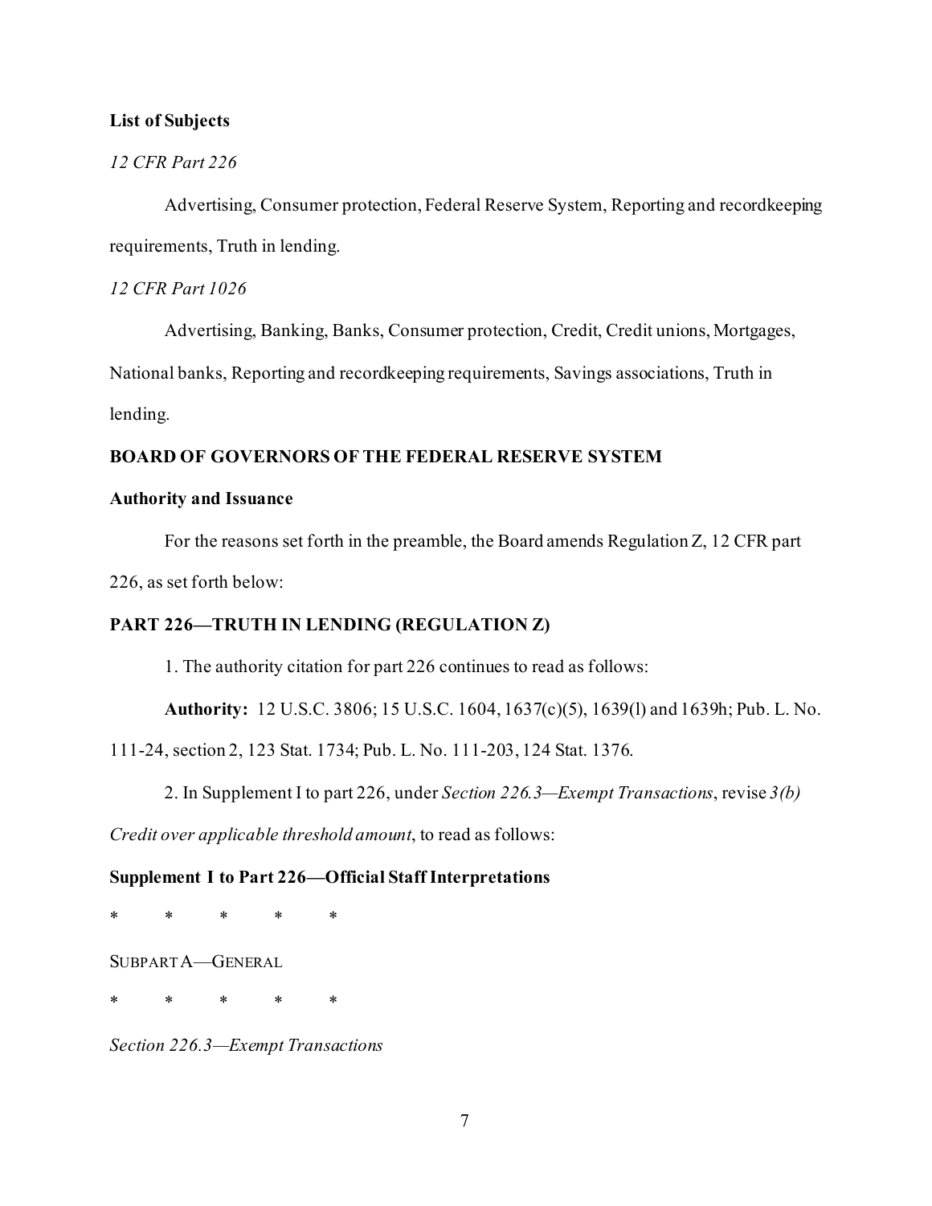**List of Subjects**

*12 CFR Part 226*

Advertising, Consumer protection, Federal Reserve System, Reporting and recordkeeping requirements, Truth in lending.

*12 CFR Part 1026*

Advertising, Banking, Banks, Consumer protection, Credit, Credit unions, Mortgages, National banks, Reporting and recordkeeping requirements, Savings associations, Truth in lending.

**BOARD OF GOVERNORS OF THE FEDERAL RESERVE SYSTEM**

**Authority and Issuance**

For the reasons set forth in the preamble, the Board amends Regulation Z, 12 CFR part 226, as set forth below:

**PART 226—TRUTH IN LENDING (REGULATION Z)**

1. The authority citation for part 226 continues to read as follows:

**Authority:** 12 U.S.C. 3806; 15 U.S.C. 1604, 1637(c)(5), 1639(l) and 1639h; Pub. L. No. 111-24, section 2, 123 Stat. 1734; Pub. L. No. 111-203, 124 Stat. 1376.

2. In Supplement I to part 226, under *Section 226.3—Exempt Transactions*, revise *3(b) Credit over applicable threshold amount*, to read as follows:

**Supplement I to Part 226—Official Staff Interpretations**

\* \* \* \* \*

SUBPART A—GENERAL

\* \* \* \* \*

*Section 226.3—Exempt Transactions*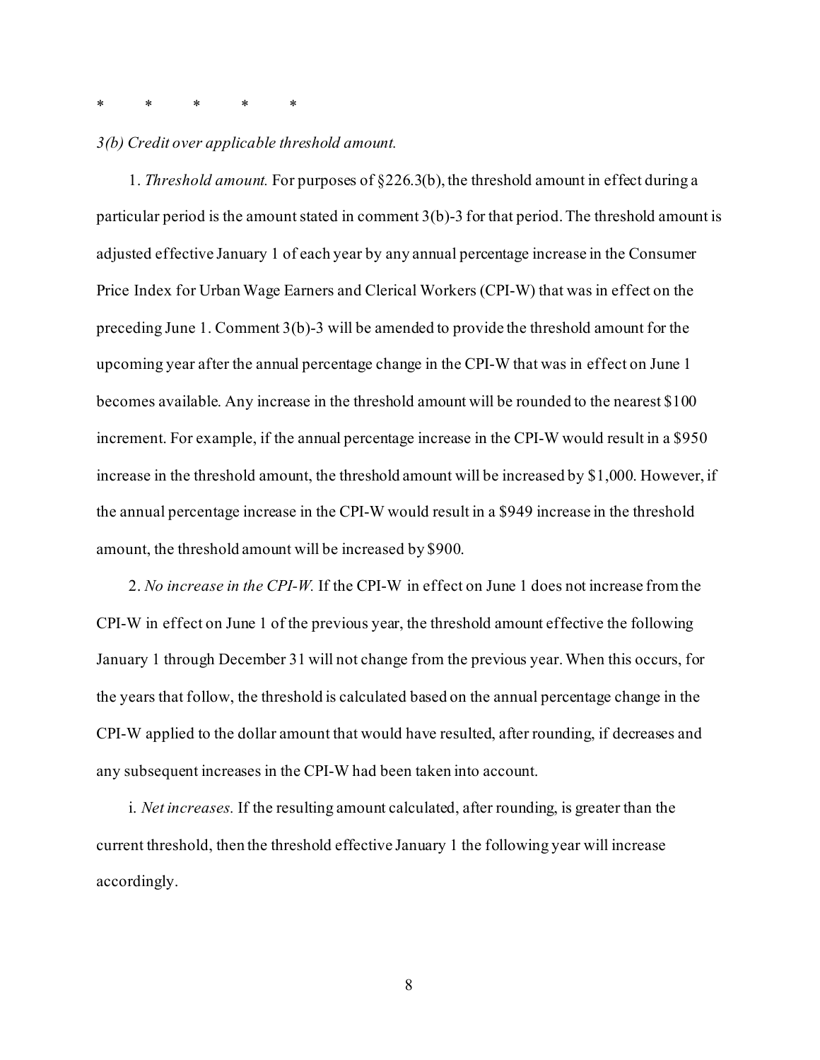\*     \*     \*     \*     \*

*3(b) Credit over applicable threshold amount.*

1. *Threshold amount.* For purposes of §226.3(b), the threshold amount in effect during a particular period is the amount stated in comment 3(b)-3 for that period. The threshold amount is adjusted effective January 1 of each year by any annual percentage increase in the Consumer Price Index for Urban Wage Earners and Clerical Workers (CPI-W) that was in effect on the preceding June 1. Comment 3(b)-3 will be amended to provide the threshold amount for the upcoming year after the annual percentage change in the CPI-W that was in effect on June 1 becomes available. Any increase in the threshold amount will be rounded to the nearest $100 increment. For example, if the annual percentage increase in the CPI-W would result in a $950 increase in the threshold amount, the threshold amount will be increased by $1,000. However, if the annual percentage increase in the CPI-W would result in a $949 increase in the threshold amount, the threshold amount will be increased by $900.

2. *No increase in the CPI-W.* If the CPI-W in effect on June 1 does not increase from the CPI-W in effect on June 1 of the previous year, the threshold amount effective the following January 1 through December 31 will not change from the previous year. When this occurs, for the years that follow, the threshold is calculated based on the annual percentage change in the CPI-W applied to the dollar amount that would have resulted, after rounding, if decreases and any subsequent increases in the CPI-W had been taken into account.

i. *Net increases.* If the resulting amount calculated, after rounding, is greater than the current threshold, then the threshold effective January 1 the following year will increase accordingly.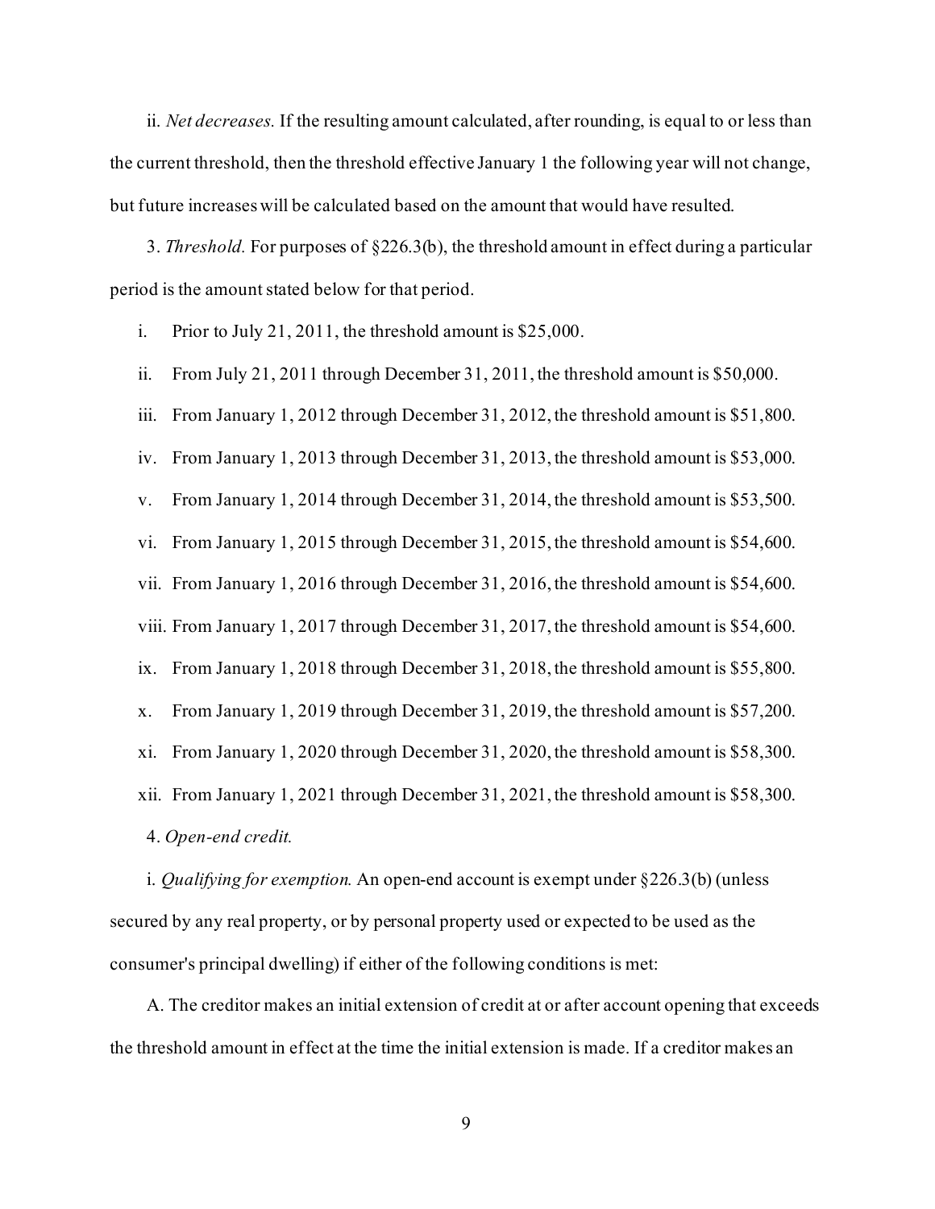ii. *Net decreases.* If the resulting amount calculated, after rounding, is equal to or less than the current threshold, then the threshold effective January 1 the following year will not change, but future increases will be calculated based on the amount that would have resulted.

3. *Threshold.* For purposes of §226.3(b), the threshold amount in effect during a particular period is the amount stated below for that period.

i. Prior to July 21, 2011, the threshold amount is $25,000.

ii. From July 21, 2011 through December 31, 2011, the threshold amount is $50,000.

iii. From January 1, 2012 through December 31, 2012, the threshold amount is $51,800.

iv. From January 1, 2013 through December 31, 2013, the threshold amount is $53,000.

v. From January 1, 2014 through December 31, 2014, the threshold amount is $53,500.

vi. From January 1, 2015 through December 31, 2015, the threshold amount is $54,600.

vii. From January 1, 2016 through December 31, 2016, the threshold amount is $54,600.

viii. From January 1, 2017 through December 31, 2017, the threshold amount is $54,600.

ix. From January 1, 2018 through December 31, 2018, the threshold amount is $55,800.

x. From January 1, 2019 through December 31, 2019, the threshold amount is $57,200.

xi. From January 1, 2020 through December 31, 2020, the threshold amount is $58,300.

xii. From January 1, 2021 through December 31, 2021, the threshold amount is $58,300.

4. *Open-end credit.*

i. *Qualifying for exemption.* An open-end account is exempt under §226.3(b) (unless secured by any real property, or by personal property used or expected to be used as the consumer's principal dwelling) if either of the following conditions is met:

A. The creditor makes an initial extension of credit at or after account opening that exceeds the threshold amount in effect at the time the initial extension is made. If a creditor makes an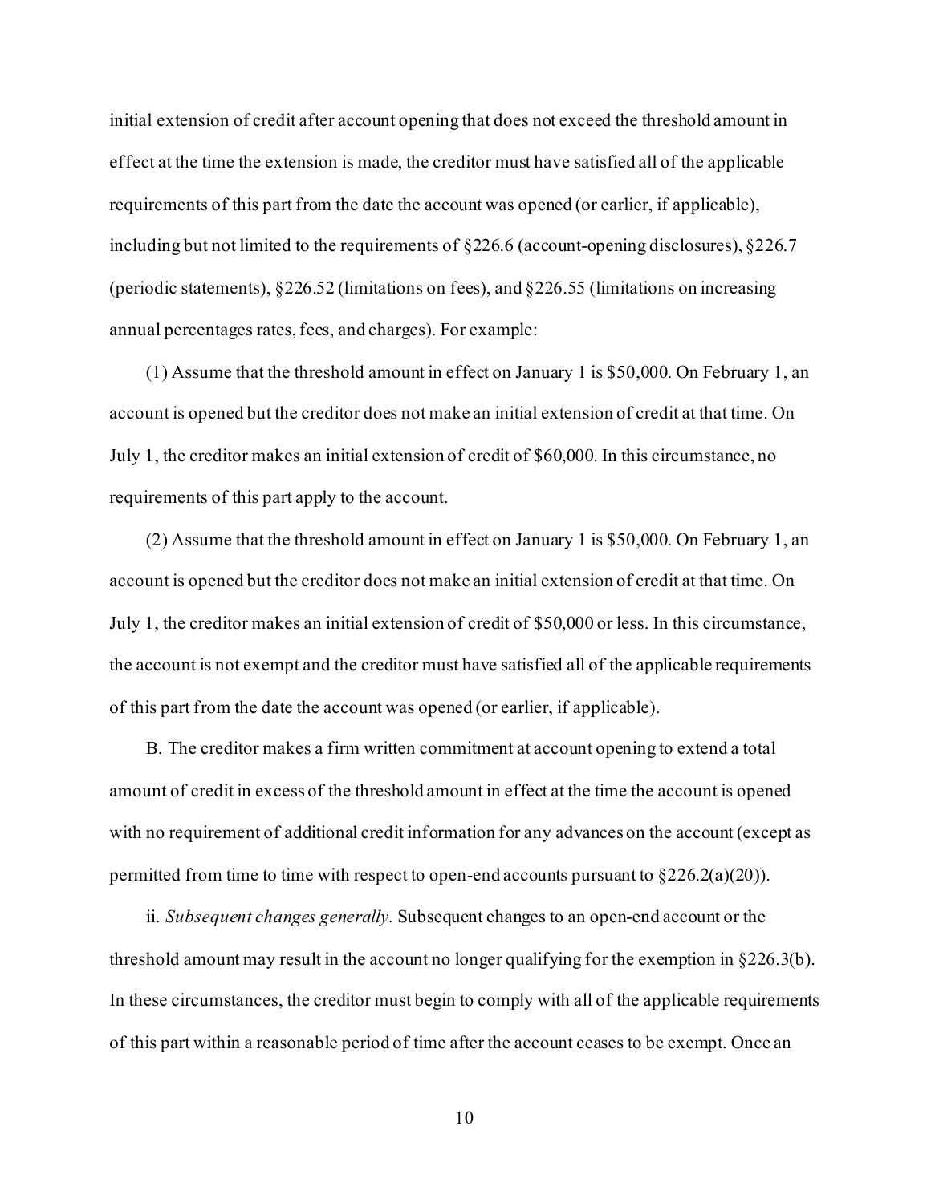initial extension of credit after account opening that does not exceed the threshold amount in effect at the time the extension is made, the creditor must have satisfied all of the applicable requirements of this part from the date the account was opened (or earlier, if applicable), including but not limited to the requirements of §226.6 (account-opening disclosures), §226.7 (periodic statements), §226.52 (limitations on fees), and §226.55 (limitations on increasing annual percentages rates, fees, and charges). For example:

(1) Assume that the threshold amount in effect on January 1 is $50,000. On February 1, an account is opened but the creditor does not make an initial extension of credit at that time. On July 1, the creditor makes an initial extension of credit of $60,000. In this circumstance, no requirements of this part apply to the account.

(2) Assume that the threshold amount in effect on January 1 is $50,000. On February 1, an account is opened but the creditor does not make an initial extension of credit at that time. On July 1, the creditor makes an initial extension of credit of $50,000 or less. In this circumstance, the account is not exempt and the creditor must have satisfied all of the applicable requirements of this part from the date the account was opened (or earlier, if applicable).

B. The creditor makes a firm written commitment at account opening to extend a total amount of credit in excess of the threshold amount in effect at the time the account is opened with no requirement of additional credit information for any advances on the account (except as permitted from time to time with respect to open-end accounts pursuant to §226.2(a)(20)).

ii. *Subsequent changes generally.* Subsequent changes to an open-end account or the threshold amount may result in the account no longer qualifying for the exemption in §226.3(b). In these circumstances, the creditor must begin to comply with all of the applicable requirements of this part within a reasonable period of time after the account ceases to be exempt. Once an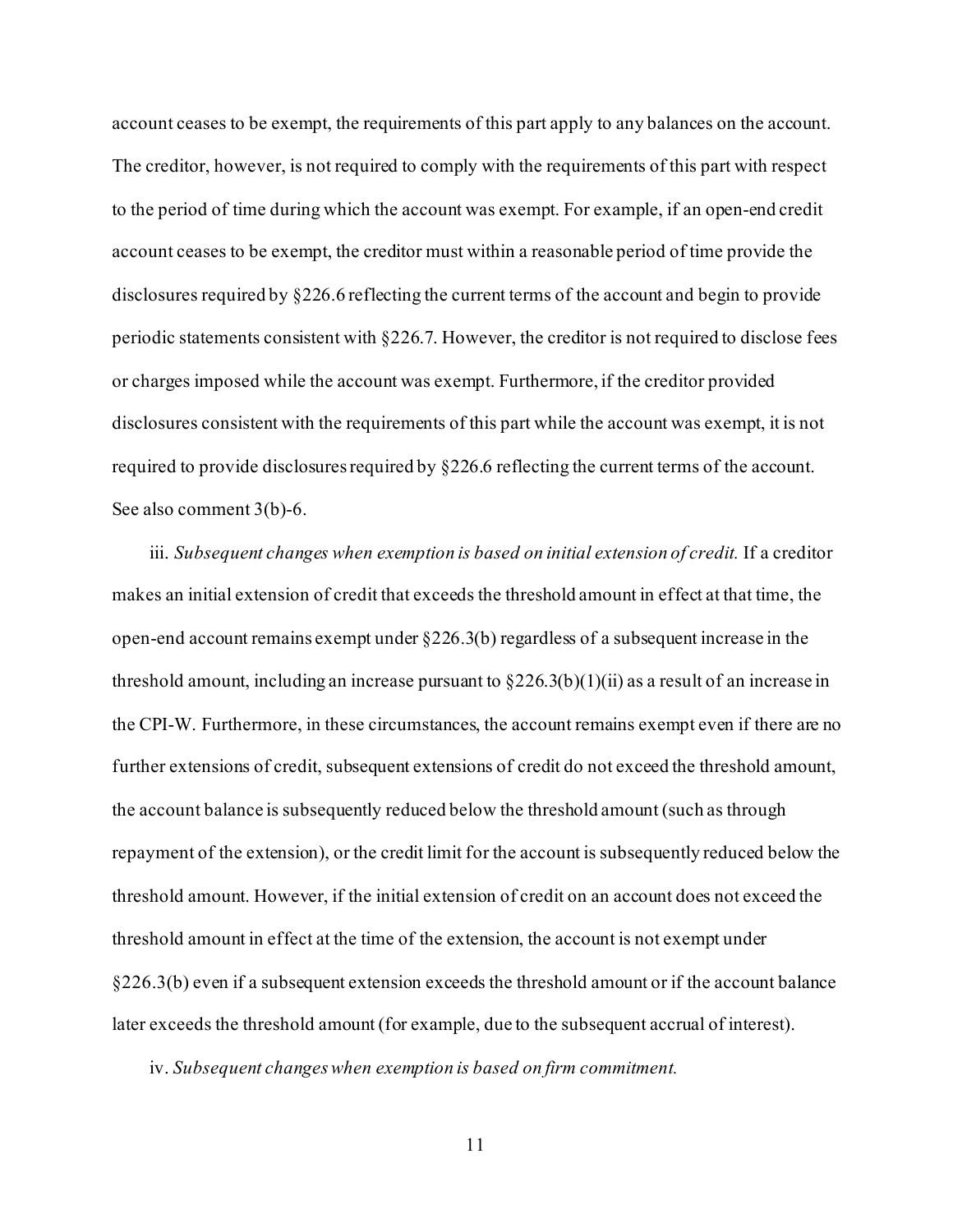account ceases to be exempt, the requirements of this part apply to any balances on the account. The creditor, however, is not required to comply with the requirements of this part with respect to the period of time during which the account was exempt. For example, if an open-end credit account ceases to be exempt, the creditor must within a reasonable period of time provide the disclosures required by §226.6 reflecting the current terms of the account and begin to provide periodic statements consistent with §226.7. However, the creditor is not required to disclose fees or charges imposed while the account was exempt. Furthermore, if the creditor provided disclosures consistent with the requirements of this part while the account was exempt, it is not required to provide disclosures required by §226.6 reflecting the current terms of the account. See also comment 3(b)-6.

iii. *Subsequent changes when exemption is based on initial extension of credit.* If a creditor makes an initial extension of credit that exceeds the threshold amount in effect at that time, the open-end account remains exempt under §226.3(b) regardless of a subsequent increase in the threshold amount, including an increase pursuant to §226.3(b)(1)(ii) as a result of an increase in the CPI-W. Furthermore, in these circumstances, the account remains exempt even if there are no further extensions of credit, subsequent extensions of credit do not exceed the threshold amount, the account balance is subsequently reduced below the threshold amount (such as through repayment of the extension), or the credit limit for the account is subsequently reduced below the threshold amount. However, if the initial extension of credit on an account does not exceed the threshold amount in effect at the time of the extension, the account is not exempt under §226.3(b) even if a subsequent extension exceeds the threshold amount or if the account balance later exceeds the threshold amount (for example, due to the subsequent accrual of interest).

iv. *Subsequent changes when exemption is based on firm commitment.*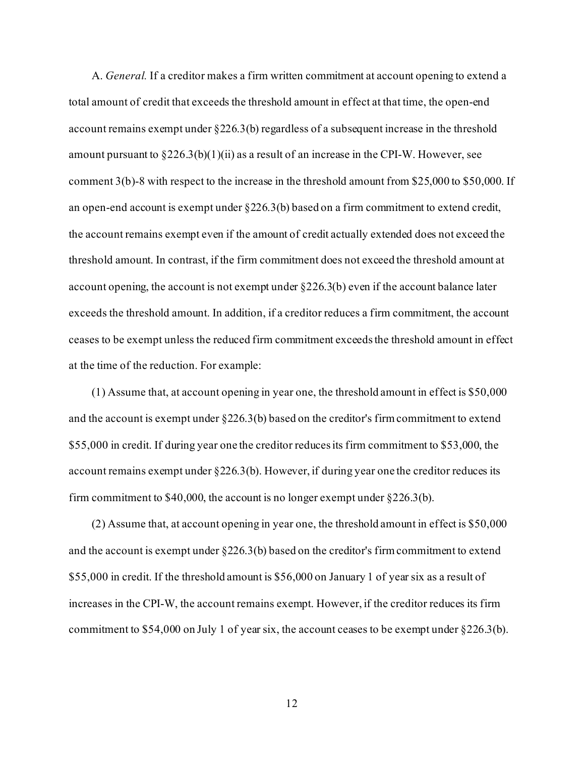A. *General.* If a creditor makes a firm written commitment at account opening to extend a total amount of credit that exceeds the threshold amount in effect at that time, the open-end account remains exempt under §226.3(b) regardless of a subsequent increase in the threshold amount pursuant to §226.3(b)(1)(ii) as a result of an increase in the CPI-W. However, see comment 3(b)-8 with respect to the increase in the threshold amount from $25,000 to $50,000. If an open-end account is exempt under §226.3(b) based on a firm commitment to extend credit, the account remains exempt even if the amount of credit actually extended does not exceed the threshold amount. In contrast, if the firm commitment does not exceed the threshold amount at account opening, the account is not exempt under §226.3(b) even if the account balance later exceeds the threshold amount. In addition, if a creditor reduces a firm commitment, the account ceases to be exempt unless the reduced firm commitment exceeds the threshold amount in effect at the time of the reduction. For example:

(1) Assume that, at account opening in year one, the threshold amount in effect is $50,000 and the account is exempt under §226.3(b) based on the creditor's firm commitment to extend $55,000 in credit. If during year one the creditor reduces its firm commitment to $53,000, the account remains exempt under §226.3(b). However, if during year one the creditor reduces its firm commitment to $40,000, the account is no longer exempt under §226.3(b).

(2) Assume that, at account opening in year one, the threshold amount in effect is $50,000 and the account is exempt under §226.3(b) based on the creditor's firm commitment to extend $55,000 in credit. If the threshold amount is $56,000 on January 1 of year six as a result of increases in the CPI-W, the account remains exempt. However, if the creditor reduces its firm commitment to $54,000 on July 1 of year six, the account ceases to be exempt under §226.3(b).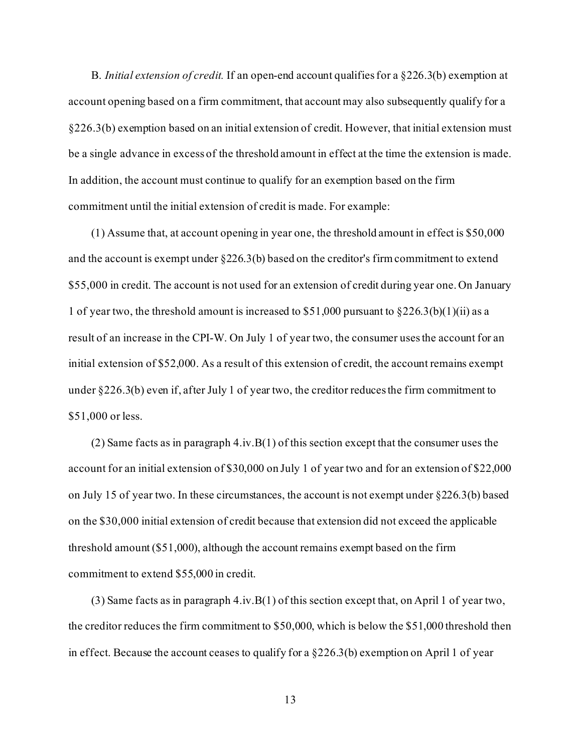B. *Initial extension of credit.* If an open-end account qualifies for a §226.3(b) exemption at account opening based on a firm commitment, that account may also subsequently qualify for a §226.3(b) exemption based on an initial extension of credit. However, that initial extension must be a single advance in excess of the threshold amount in effect at the time the extension is made. In addition, the account must continue to qualify for an exemption based on the firm commitment until the initial extension of credit is made. For example:

(1) Assume that, at account opening in year one, the threshold amount in effect is $50,000 and the account is exempt under §226.3(b) based on the creditor's firm commitment to extend $55,000 in credit. The account is not used for an extension of credit during year one. On January 1 of year two, the threshold amount is increased to $51,000 pursuant to §226.3(b)(1)(ii) as a result of an increase in the CPI-W. On July 1 of year two, the consumer uses the account for an initial extension of $52,000. As a result of this extension of credit, the account remains exempt under §226.3(b) even if, after July 1 of year two, the creditor reduces the firm commitment to $51,000 or less.

(2) Same facts as in paragraph 4.iv.B(1) of this section except that the consumer uses the account for an initial extension of $30,000 on July 1 of year two and for an extension of $22,000 on July 15 of year two. In these circumstances, the account is not exempt under §226.3(b) based on the $30,000 initial extension of credit because that extension did not exceed the applicable threshold amount ($51,000), although the account remains exempt based on the firm commitment to extend $55,000 in credit.

(3) Same facts as in paragraph 4.iv.B(1) of this section except that, on April 1 of year two, the creditor reduces the firm commitment to $50,000, which is below the $51,000 threshold then in effect. Because the account ceases to qualify for a §226.3(b) exemption on April 1 of year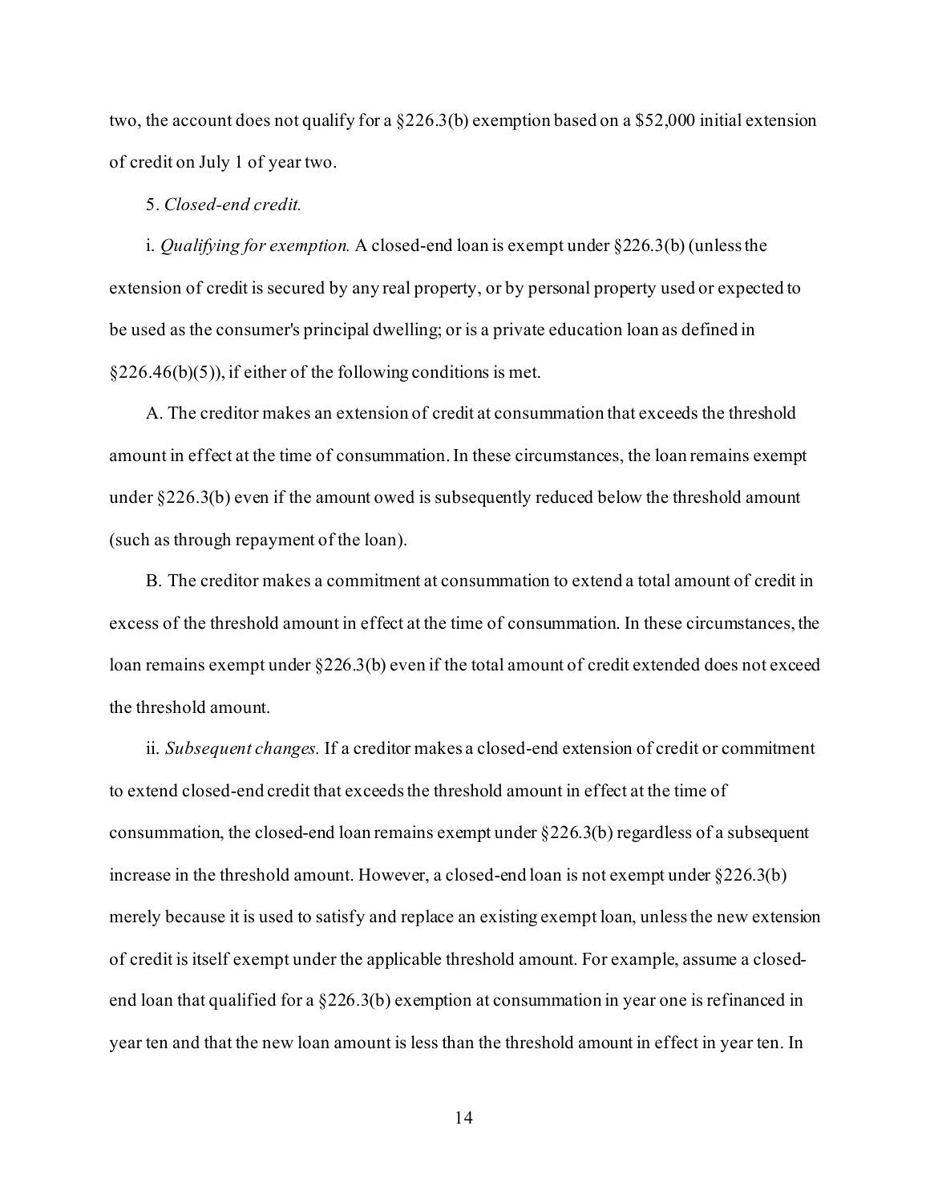two, the account does not qualify for a §226.3(b) exemption based on a $52,000 initial extension of credit on July 1 of year two.

5. *Closed-end credit.*

i. *Qualifying for exemption.* A closed-end loan is exempt under §226.3(b) (unless the extension of credit is secured by any real property, or by personal property used or expected to be used as the consumer's principal dwelling; or is a private education loan as defined in §226.46(b)(5)), if either of the following conditions is met.

A. The creditor makes an extension of credit at consummation that exceeds the threshold amount in effect at the time of consummation. In these circumstances, the loan remains exempt under §226.3(b) even if the amount owed is subsequently reduced below the threshold amount (such as through repayment of the loan).

B. The creditor makes a commitment at consummation to extend a total amount of credit in excess of the threshold amount in effect at the time of consummation. In these circumstances, the loan remains exempt under §226.3(b) even if the total amount of credit extended does not exceed the threshold amount.

ii. *Subsequent changes.* If a creditor makes a closed-end extension of credit or commitment to extend closed-end credit that exceeds the threshold amount in effect at the time of consummation, the closed-end loan remains exempt under §226.3(b) regardless of a subsequent increase in the threshold amount. However, a closed-end loan is not exempt under §226.3(b) merely because it is used to satisfy and replace an existing exempt loan, unless the new extension of credit is itself exempt under the applicable threshold amount. For example, assume a closed-end loan that qualified for a §226.3(b) exemption at consummation in year one is refinanced in year ten and that the new loan amount is less than the threshold amount in effect in year ten. In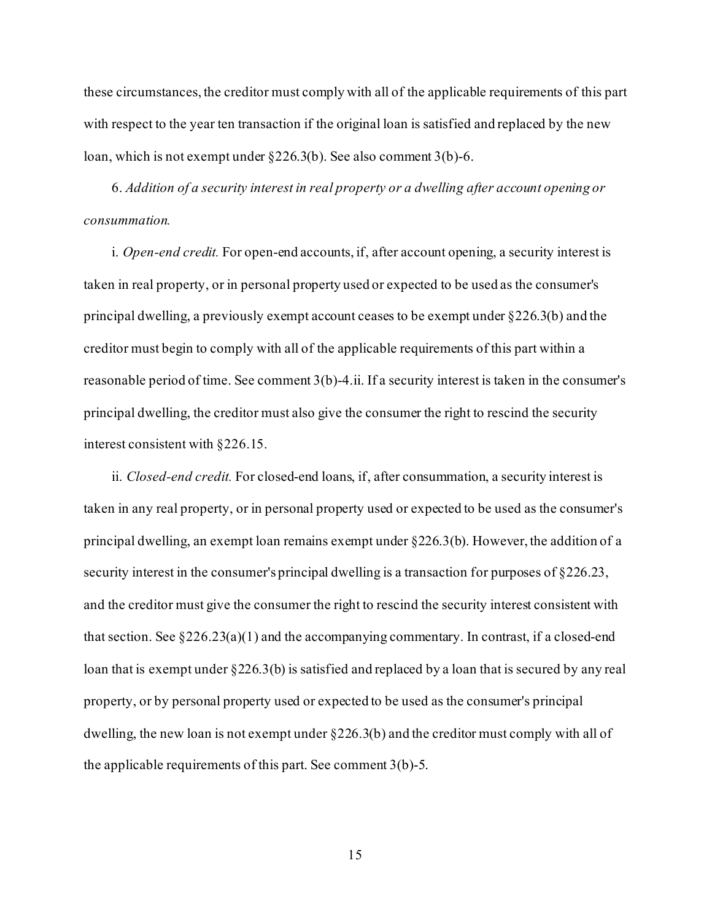these circumstances, the creditor must comply with all of the applicable requirements of this part with respect to the year ten transaction if the original loan is satisfied and replaced by the new loan, which is not exempt under §226.3(b). See also comment 3(b)-6.

6. *Addition of a security interest in real property or a dwelling after account opening or consummation.*

i. *Open-end credit.* For open-end accounts, if, after account opening, a security interest is taken in real property, or in personal property used or expected to be used as the consumer's principal dwelling, a previously exempt account ceases to be exempt under §226.3(b) and the creditor must begin to comply with all of the applicable requirements of this part within a reasonable period of time. See comment 3(b)-4.ii. If a security interest is taken in the consumer's principal dwelling, the creditor must also give the consumer the right to rescind the security interest consistent with §226.15.

ii. *Closed-end credit.* For closed-end loans, if, after consummation, a security interest is taken in any real property, or in personal property used or expected to be used as the consumer's principal dwelling, an exempt loan remains exempt under §226.3(b). However, the addition of a security interest in the consumer's principal dwelling is a transaction for purposes of §226.23, and the creditor must give the consumer the right to rescind the security interest consistent with that section. See §226.23(a)(1) and the accompanying commentary. In contrast, if a closed-end loan that is exempt under §226.3(b) is satisfied and replaced by a loan that is secured by any real property, or by personal property used or expected to be used as the consumer's principal dwelling, the new loan is not exempt under §226.3(b) and the creditor must comply with all of the applicable requirements of this part. See comment 3(b)-5.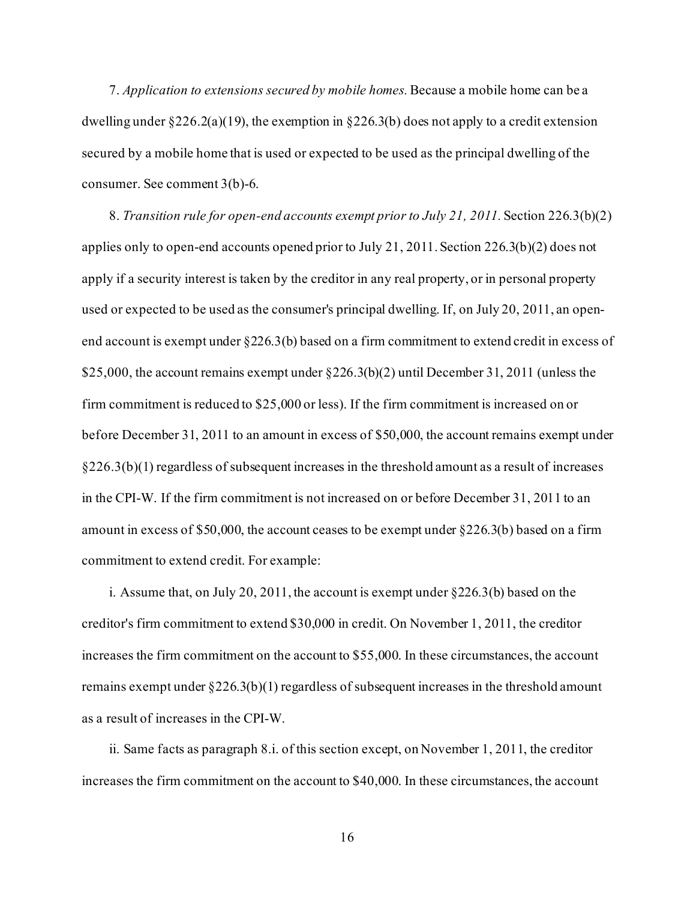7. *Application to extensions secured by mobile homes.* Because a mobile home can be a dwelling under §226.2(a)(19), the exemption in §226.3(b) does not apply to a credit extension secured by a mobile home that is used or expected to be used as the principal dwelling of the consumer. See comment 3(b)-6.

8. *Transition rule for open-end accounts exempt prior to July 21, 2011.* Section 226.3(b)(2) applies only to open-end accounts opened prior to July 21, 2011. Section 226.3(b)(2) does not apply if a security interest is taken by the creditor in any real property, or in personal property used or expected to be used as the consumer's principal dwelling. If, on July 20, 2011, an open-end account is exempt under §226.3(b) based on a firm commitment to extend credit in excess of $25,000, the account remains exempt under §226.3(b)(2) until December 31, 2011 (unless the firm commitment is reduced to $25,000 or less). If the firm commitment is increased on or before December 31, 2011 to an amount in excess of $50,000, the account remains exempt under §226.3(b)(1) regardless of subsequent increases in the threshold amount as a result of increases in the CPI-W. If the firm commitment is not increased on or before December 31, 2011 to an amount in excess of $50,000, the account ceases to be exempt under §226.3(b) based on a firm commitment to extend credit. For example:

i. Assume that, on July 20, 2011, the account is exempt under §226.3(b) based on the creditor's firm commitment to extend $30,000 in credit. On November 1, 2011, the creditor increases the firm commitment on the account to $55,000. In these circumstances, the account remains exempt under §226.3(b)(1) regardless of subsequent increases in the threshold amount as a result of increases in the CPI-W.

ii. Same facts as paragraph 8.i. of this section except, on November 1, 2011, the creditor increases the firm commitment on the account to $40,000. In these circumstances, the account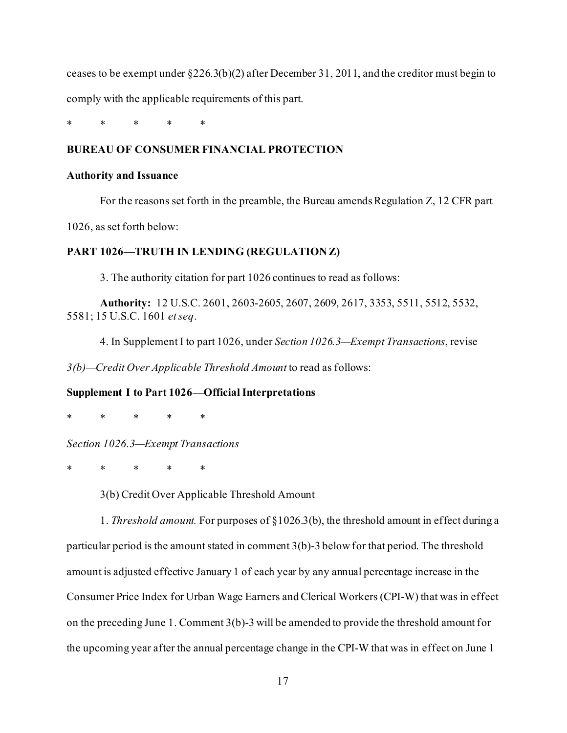ceases to be exempt under §226.3(b)(2) after December 31, 2011, and the creditor must begin to comply with the applicable requirements of this part.

\* \* \* \* \*

**BUREAU OF CONSUMER FINANCIAL PROTECTION**

**Authority and Issuance**

For the reasons set forth in the preamble, the Bureau amends Regulation Z, 12 CFR part 1026, as set forth below:

**PART 1026—TRUTH IN LENDING (REGULATION Z)**

3. The authority citation for part 1026 continues to read as follows:

**Authority:** 12 U.S.C. 2601, 2603-2605, 2607, 2609, 2617, 3353, 5511, 5512, 5532, 5581; 15 U.S.C. 1601 *et seq*.

4. In Supplement I to part 1026, under *Section 1026.3—Exempt Transactions*, revise *3(b)—Credit Over Applicable Threshold Amount* to read as follows:

**Supplement I to Part 1026—Official Interpretations**

\* \* \* \* \*

*Section 1026.3—Exempt Transactions*

\* \* \* \* \*

3(b) Credit Over Applicable Threshold Amount

1. *Threshold amount.* For purposes of §1026.3(b), the threshold amount in effect during a particular period is the amount stated in comment 3(b)-3 below for that period. The threshold amount is adjusted effective January 1 of each year by any annual percentage increase in the Consumer Price Index for Urban Wage Earners and Clerical Workers (CPI-W) that was in effect on the preceding June 1. Comment 3(b)-3 will be amended to provide the threshold amount for the upcoming year after the annual percentage change in the CPI-W that was in effect on June 1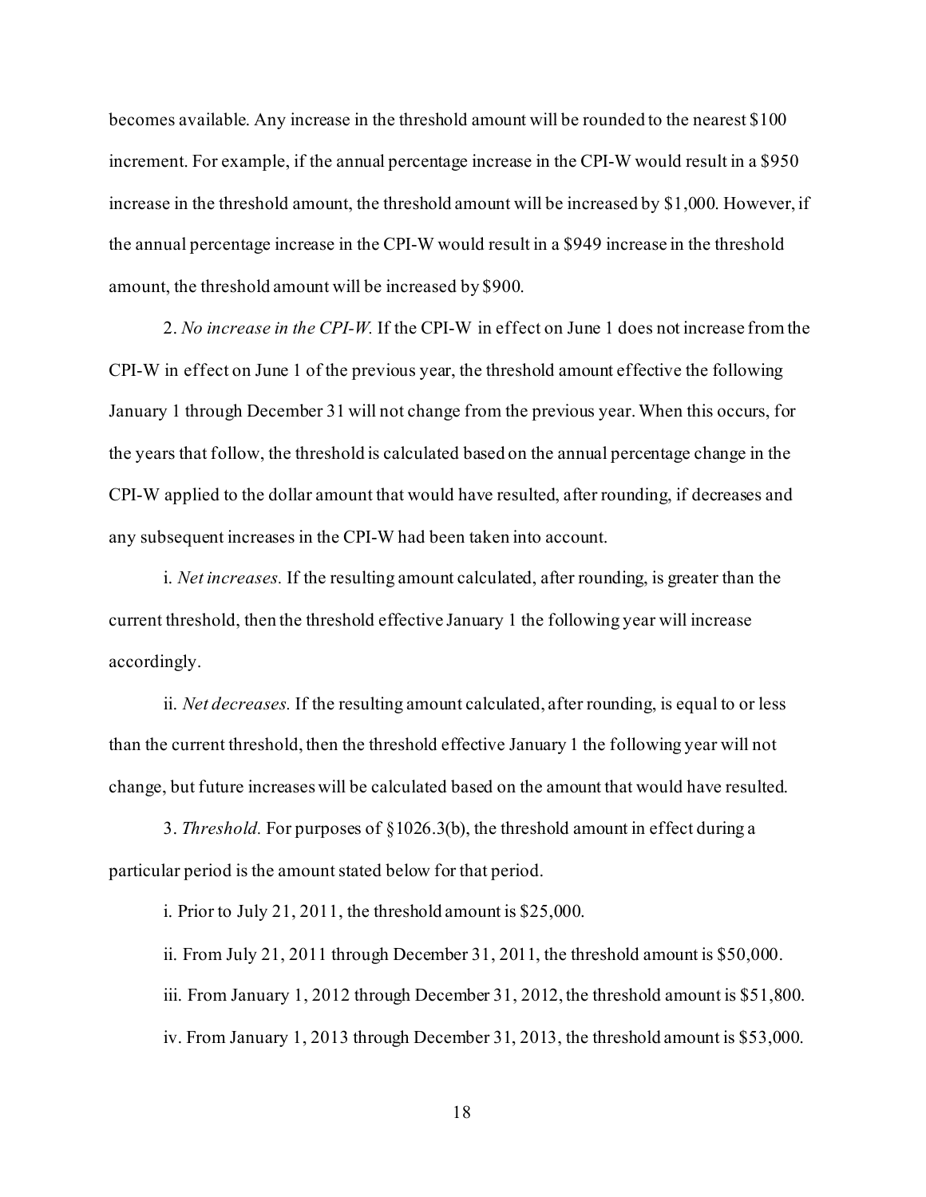becomes available. Any increase in the threshold amount will be rounded to the nearest $100 increment. For example, if the annual percentage increase in the CPI-W would result in a $950 increase in the threshold amount, the threshold amount will be increased by $1,000. However, if the annual percentage increase in the CPI-W would result in a $949 increase in the threshold amount, the threshold amount will be increased by $900.

2. *No increase in the CPI-W.* If the CPI-W in effect on June 1 does not increase from the CPI-W in effect on June 1 of the previous year, the threshold amount effective the following January 1 through December 31 will not change from the previous year. When this occurs, for the years that follow, the threshold is calculated based on the annual percentage change in the CPI-W applied to the dollar amount that would have resulted, after rounding, if decreases and any subsequent increases in the CPI-W had been taken into account.

i. *Net increases.* If the resulting amount calculated, after rounding, is greater than the current threshold, then the threshold effective January 1 the following year will increase accordingly.

ii. *Net decreases.* If the resulting amount calculated, after rounding, is equal to or less than the current threshold, then the threshold effective January 1 the following year will not change, but future increases will be calculated based on the amount that would have resulted.

3. *Threshold.* For purposes of §1026.3(b), the threshold amount in effect during a particular period is the amount stated below for that period.

i. Prior to July 21, 2011, the threshold amount is $25,000.

ii. From July 21, 2011 through December 31, 2011, the threshold amount is $50,000.

iii. From January 1, 2012 through December 31, 2012, the threshold amount is $51,800.

iv. From January 1, 2013 through December 31, 2013, the threshold amount is $53,000.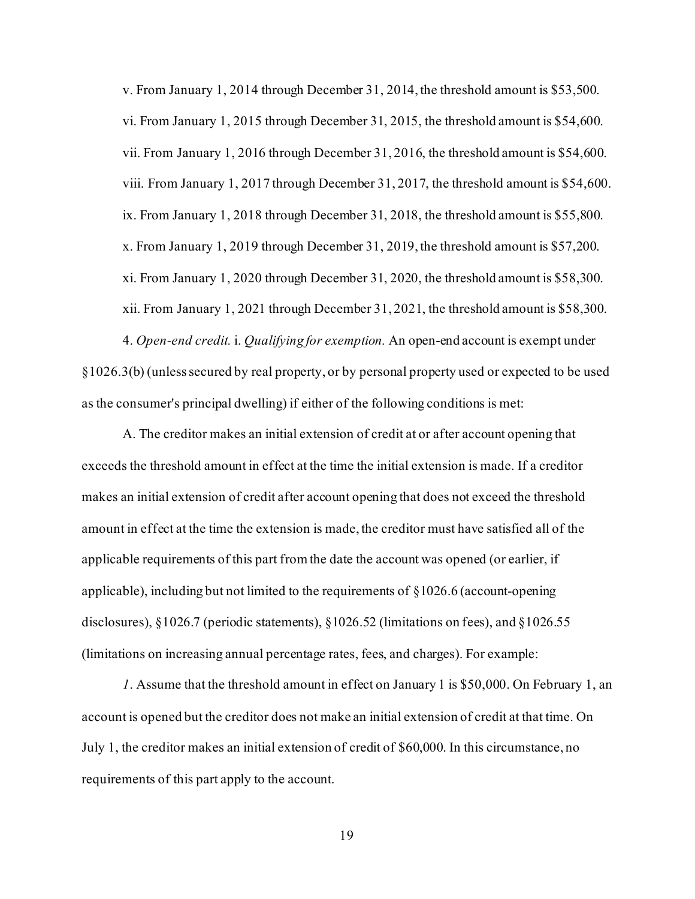v. From January 1, 2014 through December 31, 2014, the threshold amount is $53,500.

vi. From January 1, 2015 through December 31, 2015, the threshold amount is $54,600.

vii. From January 1, 2016 through December 31, 2016, the threshold amount is $54,600.

viii. From January 1, 2017 through December 31, 2017, the threshold amount is $54,600.

ix. From January 1, 2018 through December 31, 2018, the threshold amount is $55,800.

x. From January 1, 2019 through December 31, 2019, the threshold amount is $57,200.

xi. From January 1, 2020 through December 31, 2020, the threshold amount is $58,300.

xii. From January 1, 2021 through December 31, 2021, the threshold amount is $58,300.

4. *Open-end credit.* i. *Qualifying for exemption.* An open-end account is exempt under §1026.3(b) (unless secured by real property, or by personal property used or expected to be used as the consumer's principal dwelling) if either of the following conditions is met:

A. The creditor makes an initial extension of credit at or after account opening that exceeds the threshold amount in effect at the time the initial extension is made. If a creditor makes an initial extension of credit after account opening that does not exceed the threshold amount in effect at the time the extension is made, the creditor must have satisfied all of the applicable requirements of this part from the date the account was opened (or earlier, if applicable), including but not limited to the requirements of §1026.6 (account-opening disclosures), §1026.7 (periodic statements), §1026.52 (limitations on fees), and §1026.55 (limitations on increasing annual percentage rates, fees, and charges). For example:

*1*. Assume that the threshold amount in effect on January 1 is $50,000. On February 1, an account is opened but the creditor does not make an initial extension of credit at that time. On July 1, the creditor makes an initial extension of credit of $60,000. In this circumstance, no requirements of this part apply to the account.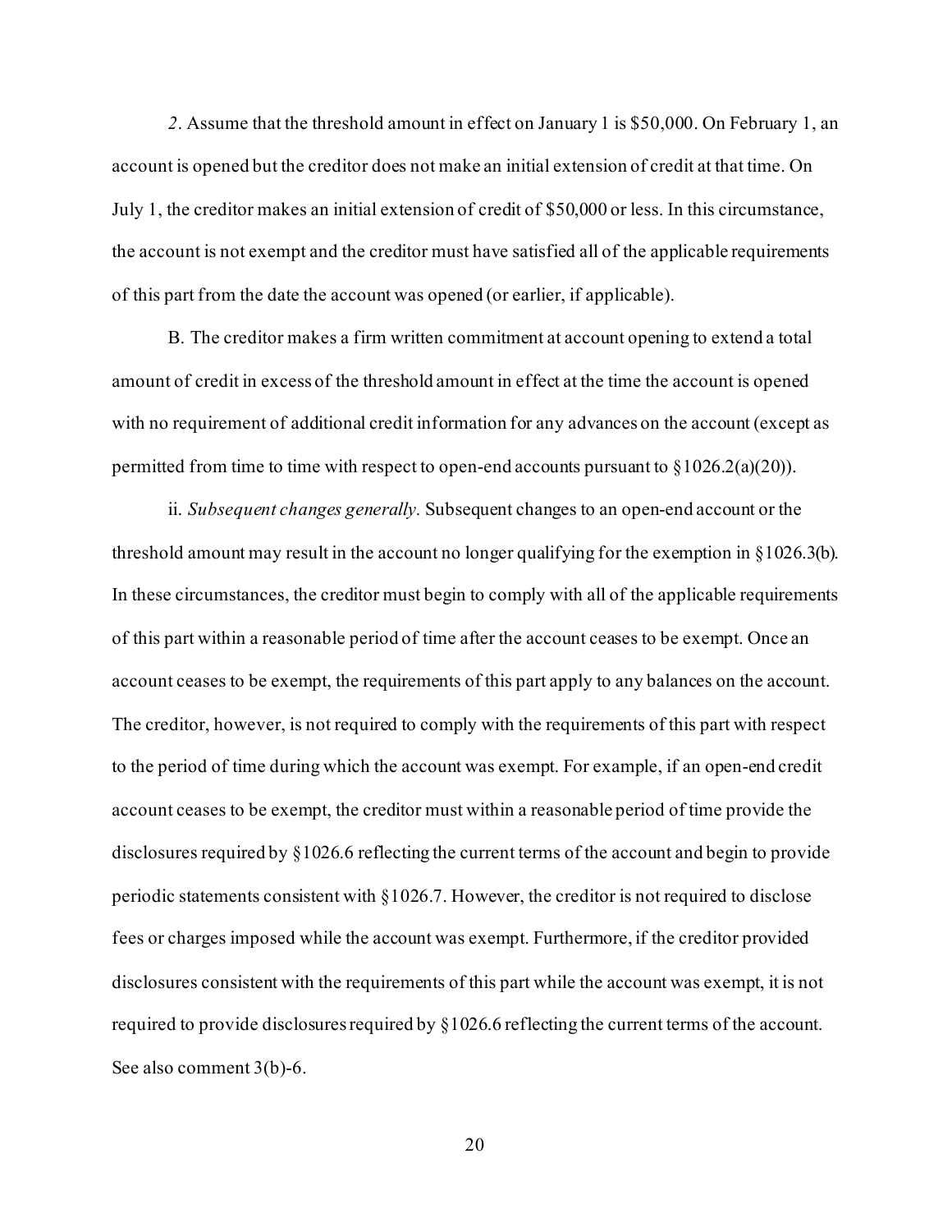*2*. Assume that the threshold amount in effect on January 1 is $50,000. On February 1, an account is opened but the creditor does not make an initial extension of credit at that time. On July 1, the creditor makes an initial extension of credit of $50,000 or less. In this circumstance, the account is not exempt and the creditor must have satisfied all of the applicable requirements of this part from the date the account was opened (or earlier, if applicable).

B. The creditor makes a firm written commitment at account opening to extend a total amount of credit in excess of the threshold amount in effect at the time the account is opened with no requirement of additional credit information for any advances on the account (except as permitted from time to time with respect to open-end accounts pursuant to §1026.2(a)(20)).

ii. *Subsequent changes generally.* Subsequent changes to an open-end account or the threshold amount may result in the account no longer qualifying for the exemption in §1026.3(b). In these circumstances, the creditor must begin to comply with all of the applicable requirements of this part within a reasonable period of time after the account ceases to be exempt. Once an account ceases to be exempt, the requirements of this part apply to any balances on the account. The creditor, however, is not required to comply with the requirements of this part with respect to the period of time during which the account was exempt. For example, if an open-end credit account ceases to be exempt, the creditor must within a reasonable period of time provide the disclosures required by §1026.6 reflecting the current terms of the account and begin to provide periodic statements consistent with §1026.7. However, the creditor is not required to disclose fees or charges imposed while the account was exempt. Furthermore, if the creditor provided disclosures consistent with the requirements of this part while the account was exempt, it is not required to provide disclosures required by §1026.6 reflecting the current terms of the account. See also comment 3(b)-6.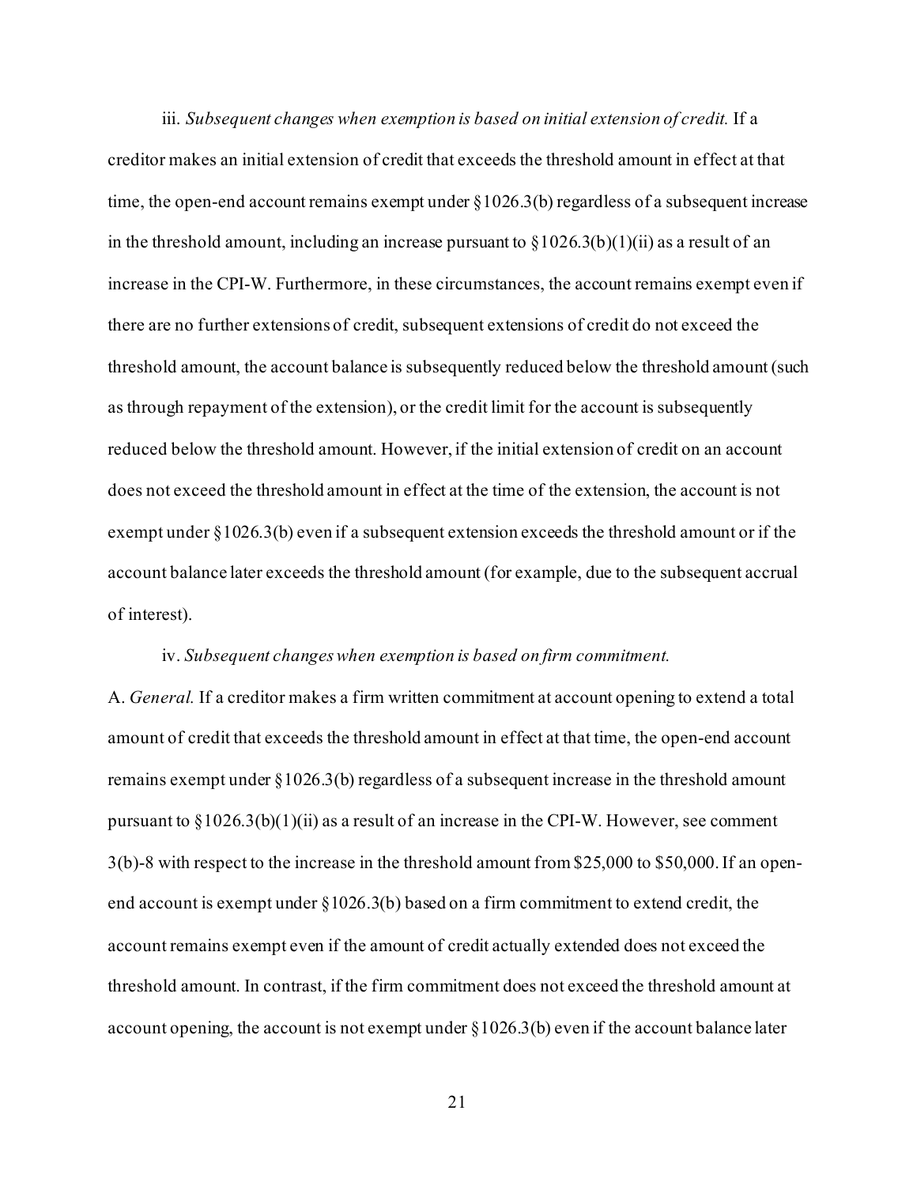iii. *Subsequent changes when exemption is based on initial extension of credit.* If a creditor makes an initial extension of credit that exceeds the threshold amount in effect at that time, the open-end account remains exempt under §1026.3(b) regardless of a subsequent increase in the threshold amount, including an increase pursuant to §1026.3(b)(1)(ii) as a result of an increase in the CPI-W. Furthermore, in these circumstances, the account remains exempt even if there are no further extensions of credit, subsequent extensions of credit do not exceed the threshold amount, the account balance is subsequently reduced below the threshold amount (such as through repayment of the extension), or the credit limit for the account is subsequently reduced below the threshold amount. However, if the initial extension of credit on an account does not exceed the threshold amount in effect at the time of the extension, the account is not exempt under §1026.3(b) even if a subsequent extension exceeds the threshold amount or if the account balance later exceeds the threshold amount (for example, due to the subsequent accrual of interest).

iv. *Subsequent changes when exemption is based on firm commitment.*

A. *General.* If a creditor makes a firm written commitment at account opening to extend a total amount of credit that exceeds the threshold amount in effect at that time, the open-end account remains exempt under §1026.3(b) regardless of a subsequent increase in the threshold amount pursuant to §1026.3(b)(1)(ii) as a result of an increase in the CPI-W. However, see comment 3(b)-8 with respect to the increase in the threshold amount from $25,000 to $50,000. If an open-end account is exempt under §1026.3(b) based on a firm commitment to extend credit, the account remains exempt even if the amount of credit actually extended does not exceed the threshold amount. In contrast, if the firm commitment does not exceed the threshold amount at account opening, the account is not exempt under §1026.3(b) even if the account balance later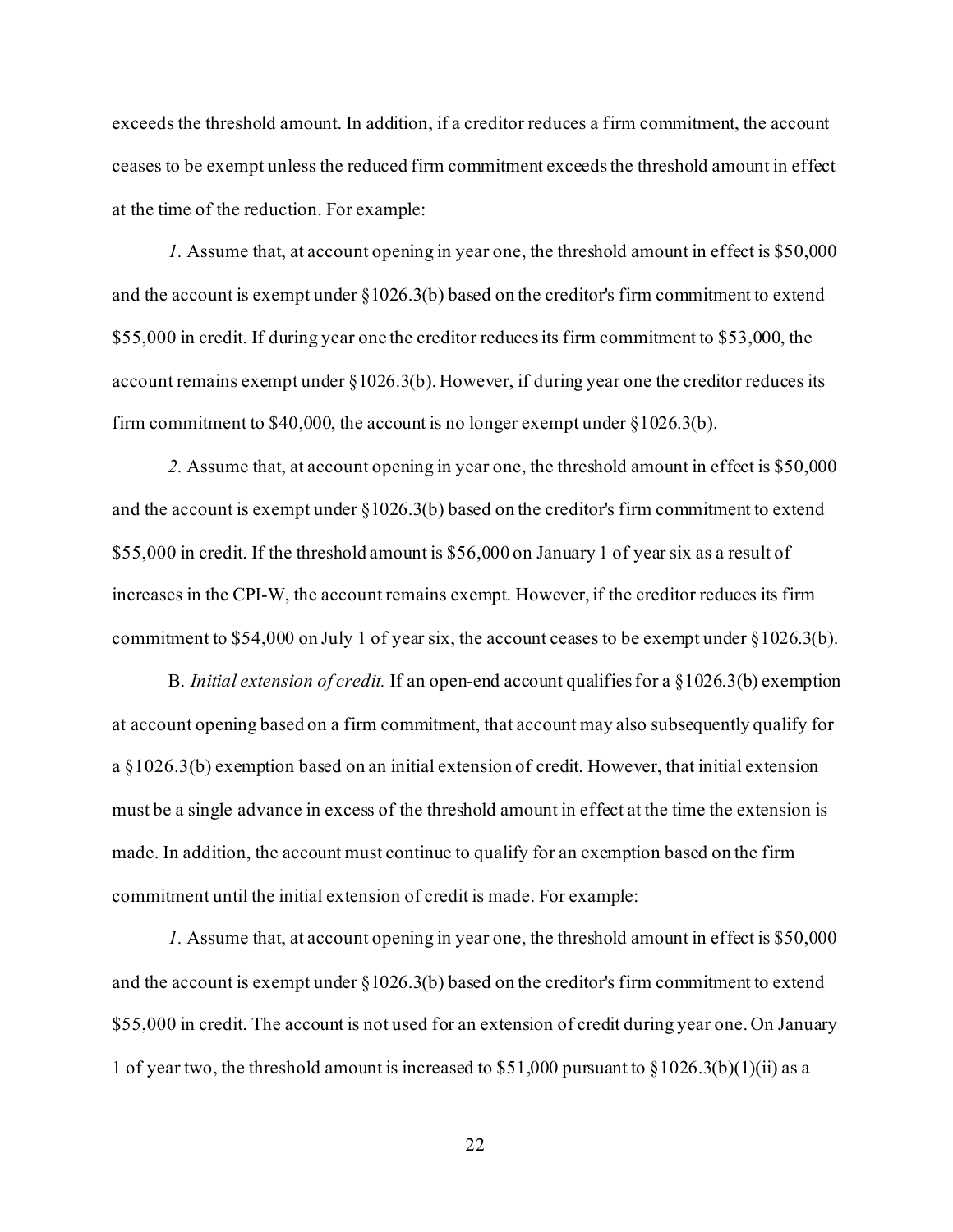exceeds the threshold amount. In addition, if a creditor reduces a firm commitment, the account ceases to be exempt unless the reduced firm commitment exceeds the threshold amount in effect at the time of the reduction. For example:

*1*. Assume that, at account opening in year one, the threshold amount in effect is $50,000 and the account is exempt under §1026.3(b) based on the creditor's firm commitment to extend $55,000 in credit. If during year one the creditor reduces its firm commitment to $53,000, the account remains exempt under §1026.3(b). However, if during year one the creditor reduces its firm commitment to $40,000, the account is no longer exempt under §1026.3(b).

*2*. Assume that, at account opening in year one, the threshold amount in effect is $50,000 and the account is exempt under §1026.3(b) based on the creditor's firm commitment to extend $55,000 in credit. If the threshold amount is $56,000 on January 1 of year six as a result of increases in the CPI-W, the account remains exempt. However, if the creditor reduces its firm commitment to $54,000 on July 1 of year six, the account ceases to be exempt under §1026.3(b).

B. *Initial extension of credit.* If an open-end account qualifies for a §1026.3(b) exemption at account opening based on a firm commitment, that account may also subsequently qualify for a §1026.3(b) exemption based on an initial extension of credit. However, that initial extension must be a single advance in excess of the threshold amount in effect at the time the extension is made. In addition, the account must continue to qualify for an exemption based on the firm commitment until the initial extension of credit is made. For example:

*1*. Assume that, at account opening in year one, the threshold amount in effect is $50,000 and the account is exempt under §1026.3(b) based on the creditor's firm commitment to extend $55,000 in credit. The account is not used for an extension of credit during year one. On January 1 of year two, the threshold amount is increased to $51,000 pursuant to §1026.3(b)(1)(ii) as a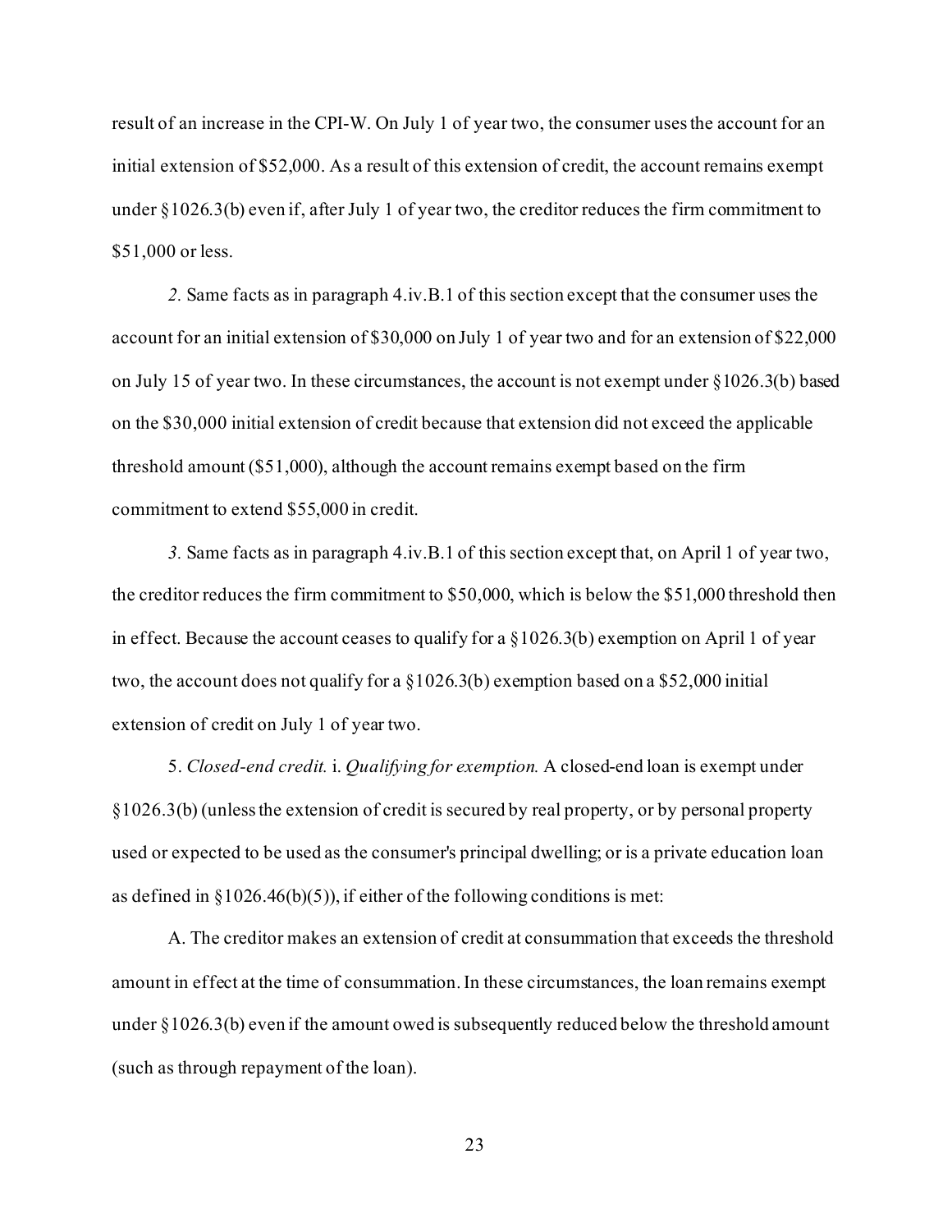result of an increase in the CPI-W. On July 1 of year two, the consumer uses the account for an initial extension of $52,000. As a result of this extension of credit, the account remains exempt under §1026.3(b) even if, after July 1 of year two, the creditor reduces the firm commitment to $51,000 or less.

*2.* Same facts as in paragraph 4.iv.B.1 of this section except that the consumer uses the account for an initial extension of $30,000 on July 1 of year two and for an extension of $22,000 on July 15 of year two. In these circumstances, the account is not exempt under §1026.3(b) based on the $30,000 initial extension of credit because that extension did not exceed the applicable threshold amount ($51,000), although the account remains exempt based on the firm commitment to extend $55,000 in credit.

*3.* Same facts as in paragraph 4.iv.B.1 of this section except that, on April 1 of year two, the creditor reduces the firm commitment to $50,000, which is below the $51,000 threshold then in effect. Because the account ceases to qualify for a §1026.3(b) exemption on April 1 of year two, the account does not qualify for a §1026.3(b) exemption based on a $52,000 initial extension of credit on July 1 of year two.

5. *Closed-end credit.* i. *Qualifying for exemption.* A closed-end loan is exempt under §1026.3(b) (unless the extension of credit is secured by real property, or by personal property used or expected to be used as the consumer's principal dwelling; or is a private education loan as defined in §1026.46(b)(5)), if either of the following conditions is met:

A. The creditor makes an extension of credit at consummation that exceeds the threshold amount in effect at the time of consummation. In these circumstances, the loan remains exempt under §1026.3(b) even if the amount owed is subsequently reduced below the threshold amount (such as through repayment of the loan).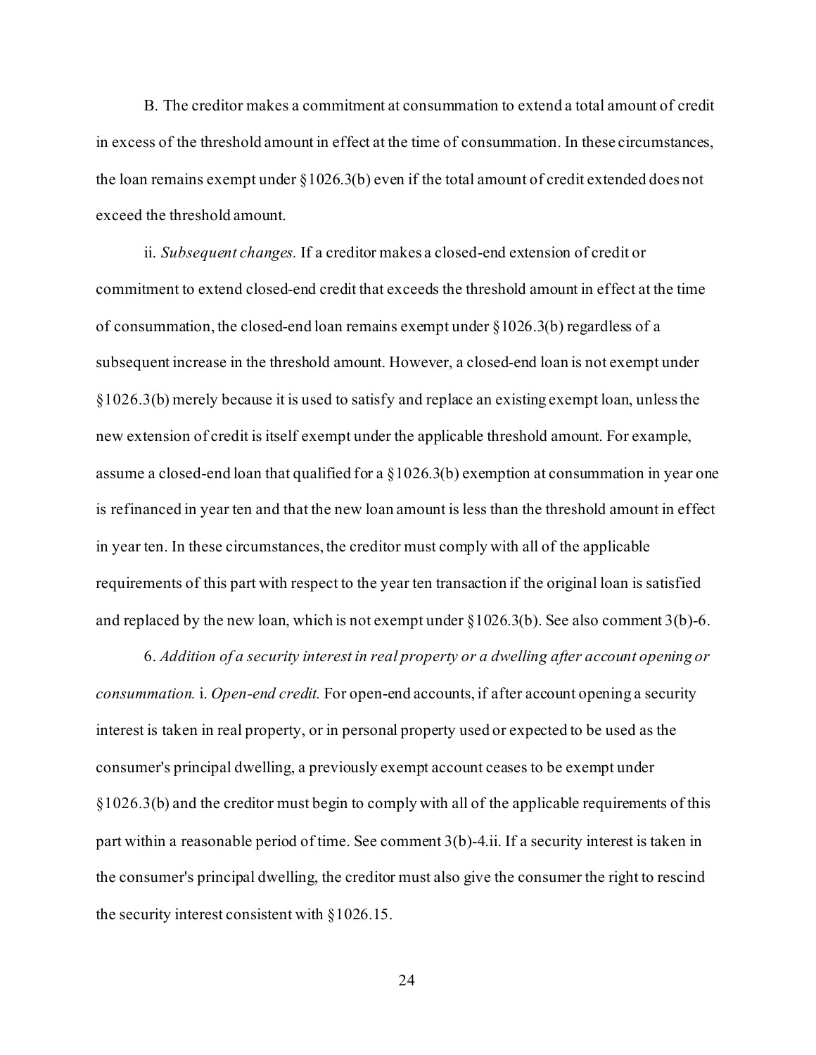B. The creditor makes a commitment at consummation to extend a total amount of credit in excess of the threshold amount in effect at the time of consummation. In these circumstances, the loan remains exempt under §1026.3(b) even if the total amount of credit extended does not exceed the threshold amount.

ii. *Subsequent changes.* If a creditor makes a closed-end extension of credit or commitment to extend closed-end credit that exceeds the threshold amount in effect at the time of consummation, the closed-end loan remains exempt under §1026.3(b) regardless of a subsequent increase in the threshold amount. However, a closed-end loan is not exempt under §1026.3(b) merely because it is used to satisfy and replace an existing exempt loan, unless the new extension of credit is itself exempt under the applicable threshold amount. For example, assume a closed-end loan that qualified for a §1026.3(b) exemption at consummation in year one is refinanced in year ten and that the new loan amount is less than the threshold amount in effect in year ten. In these circumstances, the creditor must comply with all of the applicable requirements of this part with respect to the year ten transaction if the original loan is satisfied and replaced by the new loan, which is not exempt under §1026.3(b). See also comment 3(b)-6.

6. *Addition of a security interest in real property or a dwelling after account opening or consummation.* i. *Open-end credit.* For open-end accounts, if after account opening a security interest is taken in real property, or in personal property used or expected to be used as the consumer's principal dwelling, a previously exempt account ceases to be exempt under §1026.3(b) and the creditor must begin to comply with all of the applicable requirements of this part within a reasonable period of time. See comment 3(b)-4.ii. If a security interest is taken in the consumer's principal dwelling, the creditor must also give the consumer the right to rescind the security interest consistent with §1026.15.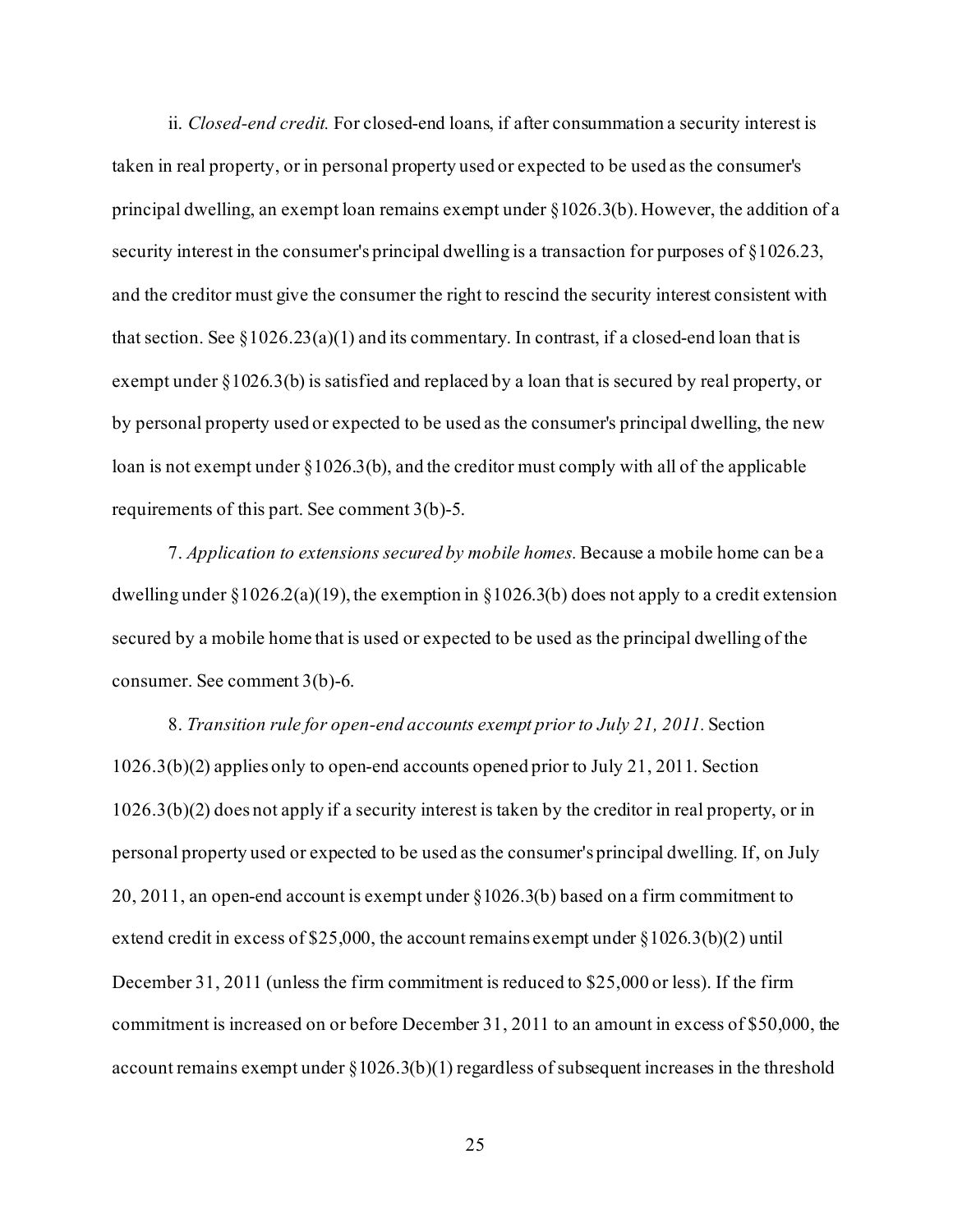ii. *Closed-end credit.* For closed-end loans, if after consummation a security interest is taken in real property, or in personal property used or expected to be used as the consumer's principal dwelling, an exempt loan remains exempt under §1026.3(b). However, the addition of a security interest in the consumer's principal dwelling is a transaction for purposes of §1026.23, and the creditor must give the consumer the right to rescind the security interest consistent with that section. See §1026.23(a)(1) and its commentary. In contrast, if a closed-end loan that is exempt under §1026.3(b) is satisfied and replaced by a loan that is secured by real property, or by personal property used or expected to be used as the consumer's principal dwelling, the new loan is not exempt under §1026.3(b), and the creditor must comply with all of the applicable requirements of this part. See comment 3(b)-5.

7. *Application to extensions secured by mobile homes.* Because a mobile home can be a dwelling under §1026.2(a)(19), the exemption in §1026.3(b) does not apply to a credit extension secured by a mobile home that is used or expected to be used as the principal dwelling of the consumer. See comment 3(b)-6.

8. *Transition rule for open-end accounts exempt prior to July 21, 2011.* Section 1026.3(b)(2) applies only to open-end accounts opened prior to July 21, 2011. Section 1026.3(b)(2) does not apply if a security interest is taken by the creditor in real property, or in personal property used or expected to be used as the consumer's principal dwelling. If, on July 20, 2011, an open-end account is exempt under §1026.3(b) based on a firm commitment to extend credit in excess of $25,000, the account remains exempt under §1026.3(b)(2) until December 31, 2011 (unless the firm commitment is reduced to $25,000 or less). If the firm commitment is increased on or before December 31, 2011 to an amount in excess of $50,000, the account remains exempt under §1026.3(b)(1) regardless of subsequent increases in the threshold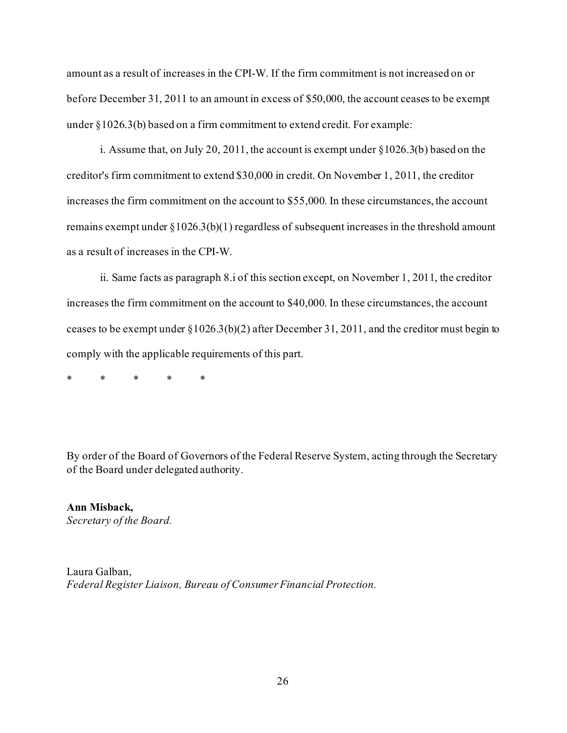amount as a result of increases in the CPI-W. If the firm commitment is not increased on or before December 31, 2011 to an amount in excess of $50,000, the account ceases to be exempt under §1026.3(b) based on a firm commitment to extend credit. For example:

i. Assume that, on July 20, 2011, the account is exempt under §1026.3(b) based on the creditor's firm commitment to extend $30,000 in credit. On November 1, 2011, the creditor increases the firm commitment on the account to $55,000. In these circumstances, the account remains exempt under §1026.3(b)(1) regardless of subsequent increases in the threshold amount as a result of increases in the CPI-W.

ii. Same facts as paragraph 8.i of this section except, on November 1, 2011, the creditor increases the firm commitment on the account to $40,000. In these circumstances, the account ceases to be exempt under §1026.3(b)(2) after December 31, 2011, and the creditor must begin to comply with the applicable requirements of this part.

\* \* \* \* \*

By order of the Board of Governors of the Federal Reserve System, acting through the Secretary of the Board under delegated authority.

**Ann Misback,**
*Secretary of the Board.*

Laura Galban,
*Federal Register Liaison, Bureau of Consumer Financial Protection.*